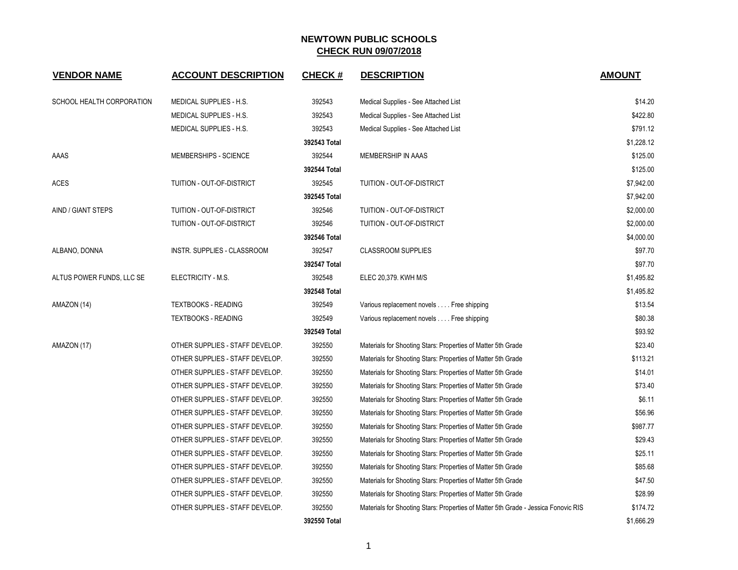# NEWTOWN PUBLIC SCHOOLS
## CHECK RUN 09/07/2018

| VENDOR NAME | ACCOUNT DESCRIPTION | CHECK # | DESCRIPTION | AMOUNT |
|---|---|---|---|---|
| SCHOOL HEALTH CORPORATION | MEDICAL SUPPLIES - H.S. | 392543 | Medical Supplies - See Attached List | $14.20 |
| | MEDICAL SUPPLIES - H.S. | 392543 | Medical Supplies - See Attached List | $422.80 |
| | MEDICAL SUPPLIES - H.S. | 392543 | Medical Supplies - See Attached List | $791.12 |
| | | 392543 Total | | $1,228.12 |
| AAAS | MEMBERSHIPS - SCIENCE | 392544 | MEMBERSHIP IN AAAS | $125.00 |
| | | 392544 Total | | $125.00 |
| ACES | TUITION - OUT-OF-DISTRICT | 392545 | TUITION - OUT-OF-DISTRICT | $7,942.00 |
| | | 392545 Total | | $7,942.00 |
| AIND / GIANT STEPS | TUITION - OUT-OF-DISTRICT | 392546 | TUITION - OUT-OF-DISTRICT | $2,000.00 |
| | TUITION - OUT-OF-DISTRICT | 392546 | TUITION - OUT-OF-DISTRICT | $2,000.00 |
| | | 392546 Total | | $4,000.00 |
| ALBANO, DONNA | INSTR. SUPPLIES - CLASSROOM | 392547 | CLASSROOM SUPPLIES | $97.70 |
| | | 392547 Total | | $97.70 |
| ALTUS POWER FUNDS, LLC SE | ELECTRICITY - M.S. | 392548 | ELEC 20,379. KWH M/S | $1,495.82 |
| | | 392548 Total | | $1,495.82 |
| AMAZON (14) | TEXTBOOKS - READING | 392549 | Various replacement novels . . . . Free shipping | $13.54 |
| | TEXTBOOKS - READING | 392549 | Various replacement novels . . . . Free shipping | $80.38 |
| | | 392549 Total | | $93.92 |
| AMAZON (17) | OTHER SUPPLIES - STAFF DEVELOP. | 392550 | Materials for Shooting Stars: Properties of Matter 5th Grade | $23.40 |
| | OTHER SUPPLIES - STAFF DEVELOP. | 392550 | Materials for Shooting Stars: Properties of Matter 5th Grade | $113.21 |
| | OTHER SUPPLIES - STAFF DEVELOP. | 392550 | Materials for Shooting Stars: Properties of Matter 5th Grade | $14.01 |
| | OTHER SUPPLIES - STAFF DEVELOP. | 392550 | Materials for Shooting Stars: Properties of Matter 5th Grade | $73.40 |
| | OTHER SUPPLIES - STAFF DEVELOP. | 392550 | Materials for Shooting Stars: Properties of Matter 5th Grade | $6.11 |
| | OTHER SUPPLIES - STAFF DEVELOP. | 392550 | Materials for Shooting Stars: Properties of Matter 5th Grade | $56.96 |
| | OTHER SUPPLIES - STAFF DEVELOP. | 392550 | Materials for Shooting Stars: Properties of Matter 5th Grade | $987.77 |
| | OTHER SUPPLIES - STAFF DEVELOP. | 392550 | Materials for Shooting Stars: Properties of Matter 5th Grade | $29.43 |
| | OTHER SUPPLIES - STAFF DEVELOP. | 392550 | Materials for Shooting Stars: Properties of Matter 5th Grade | $25.11 |
| | OTHER SUPPLIES - STAFF DEVELOP. | 392550 | Materials for Shooting Stars: Properties of Matter 5th Grade | $85.68 |
| | OTHER SUPPLIES - STAFF DEVELOP. | 392550 | Materials for Shooting Stars: Properties of Matter 5th Grade | $47.50 |
| | OTHER SUPPLIES - STAFF DEVELOP. | 392550 | Materials for Shooting Stars: Properties of Matter 5th Grade | $28.99 |
| | OTHER SUPPLIES - STAFF DEVELOP. | 392550 | Materials for Shooting Stars: Properties of Matter 5th Grade - Jessica Fonovic RIS | $174.72 |
| | | 392550 Total | | $1,666.29 |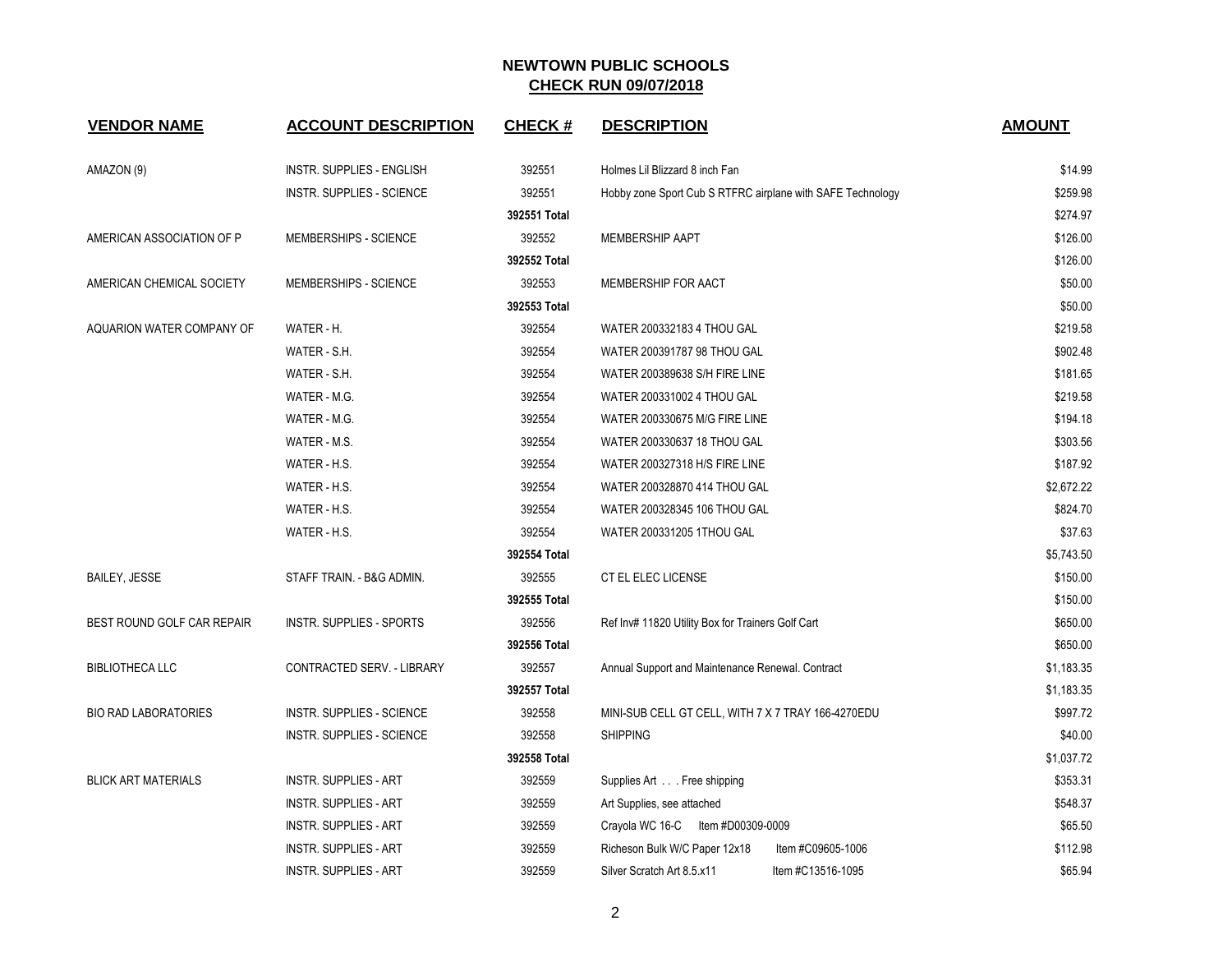# NEWTOWN PUBLIC SCHOOLS
## CHECK RUN 09/07/2018

| VENDOR NAME | ACCOUNT DESCRIPTION | CHECK # | DESCRIPTION | AMOUNT |
|---|---|---|---|---|
| AMAZON (9) | INSTR. SUPPLIES - ENGLISH | 392551 | Holmes Lil Blizzard 8 inch Fan | $14.99 |
| | INSTR. SUPPLIES - SCIENCE | 392551 | Hobby zone Sport Cub S RTFRC airplane with SAFE Technology | $259.98 |
| | | 392551 Total | | $274.97 |
| AMERICAN ASSOCIATION OF P | MEMBERSHIPS - SCIENCE | 392552 | MEMBERSHIP AAPT | $126.00 |
| | | 392552 Total | | $126.00 |
| AMERICAN CHEMICAL SOCIETY | MEMBERSHIPS - SCIENCE | 392553 | MEMBERSHIP FOR AACT | $50.00 |
| | | 392553 Total | | $50.00 |
| AQUARION WATER COMPANY OF | WATER - H. | 392554 | WATER 200332183 4 THOU GAL | $219.58 |
| | WATER - S.H. | 392554 | WATER 200391787 98 THOU GAL | $902.48 |
| | WATER - S.H. | 392554 | WATER 200389638 S/H FIRE LINE | $181.65 |
| | WATER - M.G. | 392554 | WATER 200331002 4 THOU GAL | $219.58 |
| | WATER - M.G. | 392554 | WATER 200330675 M/G FIRE LINE | $194.18 |
| | WATER - M.S. | 392554 | WATER 200330637 18 THOU GAL | $303.56 |
| | WATER - H.S. | 392554 | WATER 200327318 H/S FIRE LINE | $187.92 |
| | WATER - H.S. | 392554 | WATER 200328870 414 THOU GAL | $2,672.22 |
| | WATER - H.S. | 392554 | WATER 200328345 106 THOU GAL | $824.70 |
| | WATER - H.S. | 392554 | WATER 200331205 1THOU GAL | $37.63 |
| | | 392554 Total | | $5,743.50 |
| BAILEY, JESSE | STAFF TRAIN. - B&G ADMIN. | 392555 | CT EL ELEC LICENSE | $150.00 |
| | | 392555 Total | | $150.00 |
| BEST ROUND GOLF CAR REPAIR | INSTR. SUPPLIES - SPORTS | 392556 | Ref Inv# 11820 Utility Box for Trainers Golf Cart | $650.00 |
| | | 392556 Total | | $650.00 |
| BIBLIOTHECA LLC | CONTRACTED SERV. - LIBRARY | 392557 | Annual Support and Maintenance Renewal. Contract | $1,183.35 |
| | | 392557 Total | | $1,183.35 |
| BIO RAD LABORATORIES | INSTR. SUPPLIES - SCIENCE | 392558 | MINI-SUB CELL GT CELL, WITH 7 X 7 TRAY 166-4270EDU | $997.72 |
| | INSTR. SUPPLIES - SCIENCE | 392558 | SHIPPING | $40.00 |
| | | 392558 Total | | $1,037.72 |
| BLICK ART MATERIALS | INSTR. SUPPLIES - ART | 392559 | Supplies Art . . . Free shipping | $353.31 |
| | INSTR. SUPPLIES - ART | 392559 | Art Supplies, see attached | $548.37 |
| | INSTR. SUPPLIES - ART | 392559 | Crayola WC 16-C Item #D00309-0009 | $65.50 |
| | INSTR. SUPPLIES - ART | 392559 | Richeson Bulk W/C Paper 12x18 Item #C09605-1006 | $112.98 |
| | INSTR. SUPPLIES - ART | 392559 | Silver Scratch Art 8.5.x11 Item #C13516-1095 | $65.94 |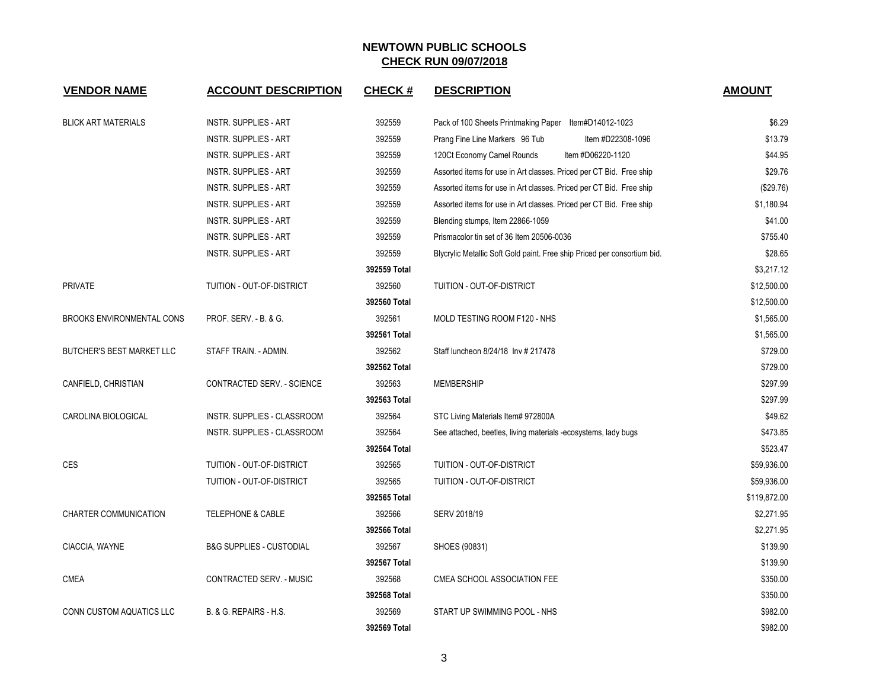**NEWTOWN PUBLIC SCHOOLS**
**CHECK RUN 09/07/2018**

| VENDOR NAME | ACCOUNT DESCRIPTION | CHECK # | DESCRIPTION | AMOUNT |
|---|---|---|---|---|
| BLICK ART MATERIALS | INSTR. SUPPLIES - ART | 392559 | Pack of 100 Sheets Printmaking Paper Item#D14012-1023 | $6.29 |
| | INSTR. SUPPLIES - ART | 392559 | Prang Fine Line Markers 96 Tub Item #D22308-1096 | $13.79 |
| | INSTR. SUPPLIES - ART | 392559 | 120Ct Economy Camel Rounds Item #D06220-1120 | $44.95 |
| | INSTR. SUPPLIES - ART | 392559 | Assorted items for use in Art classes. Priced per CT Bid. Free ship | $29.76 |
| | INSTR. SUPPLIES - ART | 392559 | Assorted items for use in Art classes. Priced per CT Bid. Free ship | ($29.76) |
| | INSTR. SUPPLIES - ART | 392559 | Assorted items for use in Art classes. Priced per CT Bid. Free ship | $1,180.94 |
| | INSTR. SUPPLIES - ART | 392559 | Blending stumps, Item 22866-1059 | $41.00 |
| | INSTR. SUPPLIES - ART | 392559 | Prismacolor tin set of 36 Item 20506-0036 | $755.40 |
| | INSTR. SUPPLIES - ART | 392559 | Blycrylic Metallic Soft Gold paint. Free ship Priced per consortium bid. | $28.65 |
| | | **392559 Total** | | $3,217.12 |
| PRIVATE | TUITION - OUT-OF-DISTRICT | 392560 | TUITION - OUT-OF-DISTRICT | $12,500.00 |
| | | **392560 Total** | | $12,500.00 |
| BROOKS ENVIRONMENTAL CONS | PROF. SERV. - B. & G. | 392561 | MOLD TESTING ROOM F120 - NHS | $1,565.00 |
| | | **392561 Total** | | $1,565.00 |
| BUTCHER'S BEST MARKET LLC | STAFF TRAIN. - ADMIN. | 392562 | Staff luncheon 8/24/18 Inv # 217478 | $729.00 |
| | | **392562 Total** | | $729.00 |
| CANFIELD, CHRISTIAN | CONTRACTED SERV. - SCIENCE | 392563 | MEMBERSHIP | $297.99 |
| | | **392563 Total** | | $297.99 |
| CAROLINA BIOLOGICAL | INSTR. SUPPLIES - CLASSROOM | 392564 | STC Living Materials Item# 972800A | $49.62 |
| | INSTR. SUPPLIES - CLASSROOM | 392564 | See attached, beetles, living materials -ecosystems, lady bugs | $473.85 |
| | | **392564 Total** | | $523.47 |
| CES | TUITION - OUT-OF-DISTRICT | 392565 | TUITION - OUT-OF-DISTRICT | $59,936.00 |
| | TUITION - OUT-OF-DISTRICT | 392565 | TUITION - OUT-OF-DISTRICT | $59,936.00 |
| | | **392565 Total** | | $119,872.00 |
| CHARTER COMMUNICATION | TELEPHONE & CABLE | 392566 | SERV 2018/19 | $2,271.95 |
| | | **392566 Total** | | $2,271.95 |
| CIACCIA, WAYNE | B&G SUPPLIES - CUSTODIAL | 392567 | SHOES (90831) | $139.90 |
| | | **392567 Total** | | $139.90 |
| CMEA | CONTRACTED SERV. - MUSIC | 392568 | CMEA SCHOOL ASSOCIATION FEE | $350.00 |
| | | **392568 Total** | | $350.00 |
| CONN CUSTOM AQUATICS LLC | B. & G. REPAIRS - H.S. | 392569 | START UP SWIMMING POOL - NHS | $982.00 |
| | | **392569 Total** | | $982.00 |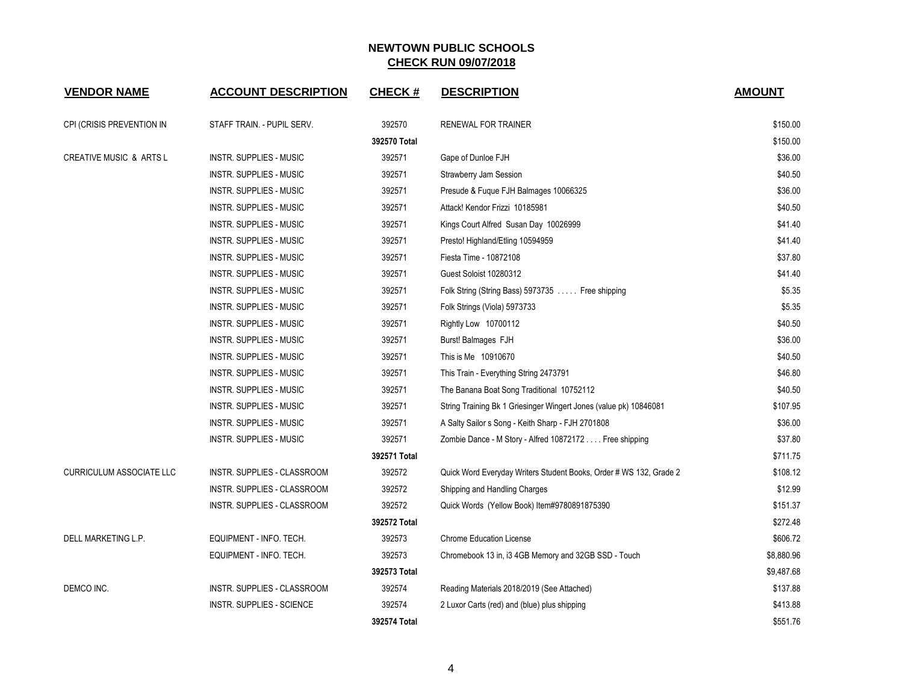**NEWTOWN PUBLIC SCHOOLS**
**CHECK RUN 09/07/2018**

| VENDOR NAME | ACCOUNT DESCRIPTION | CHECK # | DESCRIPTION | AMOUNT |
|---|---|---|---|---|
| CPI (CRISIS PREVENTION IN | STAFF TRAIN. - PUPIL SERV. | 392570 | RENEWAL FOR TRAINER | $150.00 |
| | | **392570 Total** | | $150.00 |
| CREATIVE MUSIC & ARTS L | INSTR. SUPPLIES - MUSIC | 392571 | Gape of Dunloe FJH | $36.00 |
| | INSTR. SUPPLIES - MUSIC | 392571 | Strawberry Jam Session | $40.50 |
| | INSTR. SUPPLIES - MUSIC | 392571 | Presude & Fuque FJH Balmages 10066325 | $36.00 |
| | INSTR. SUPPLIES - MUSIC | 392571 | Attack! Kendor Frizzi 10185981 | $40.50 |
| | INSTR. SUPPLIES - MUSIC | 392571 | Kings Court Alfred Susan Day 10026999 | $41.40 |
| | INSTR. SUPPLIES - MUSIC | 392571 | Presto! Highland/Etling 10594959 | $41.40 |
| | INSTR. SUPPLIES - MUSIC | 392571 | Fiesta Time - 10872108 | $37.80 |
| | INSTR. SUPPLIES - MUSIC | 392571 | Guest Soloist 10280312 | $41.40 |
| | INSTR. SUPPLIES - MUSIC | 392571 | Folk String (String Bass) 5973735 . . . . . Free shipping | $5.35 |
| | INSTR. SUPPLIES - MUSIC | 392571 | Folk Strings (Viola) 5973733 | $5.35 |
| | INSTR. SUPPLIES - MUSIC | 392571 | Rightly Low 10700112 | $40.50 |
| | INSTR. SUPPLIES - MUSIC | 392571 | Burst! Balmages FJH | $36.00 |
| | INSTR. SUPPLIES - MUSIC | 392571 | This is Me 10910670 | $40.50 |
| | INSTR. SUPPLIES - MUSIC | 392571 | This Train - Everything String 2473791 | $46.80 |
| | INSTR. SUPPLIES - MUSIC | 392571 | The Banana Boat Song Traditional 10752112 | $40.50 |
| | INSTR. SUPPLIES - MUSIC | 392571 | String Training Bk 1 Griesinger Wingert Jones (value pk) 10846081 | $107.95 |
| | INSTR. SUPPLIES - MUSIC | 392571 | A Salty Sailor s Song - Keith Sharp - FJH 2701808 | $36.00 |
| | INSTR. SUPPLIES - MUSIC | 392571 | Zombie Dance - M Story - Alfred 10872172 . . . . Free shipping | $37.80 |
| | | **392571 Total** | | $711.75 |
| CURRICULUM ASSOCIATE LLC | INSTR. SUPPLIES - CLASSROOM | 392572 | Quick Word Everyday Writers Student Books, Order # WS 132, Grade 2 | $108.12 |
| | INSTR. SUPPLIES - CLASSROOM | 392572 | Shipping and Handling Charges | $12.99 |
| | INSTR. SUPPLIES - CLASSROOM | 392572 | Quick Words (Yellow Book) Item#9780891875390 | $151.37 |
| | | **392572 Total** | | $272.48 |
| DELL MARKETING L.P. | EQUIPMENT - INFO. TECH. | 392573 | Chrome Education License | $606.72 |
| | EQUIPMENT - INFO. TECH. | 392573 | Chromebook 13 in, i3 4GB Memory and 32GB SSD - Touch | $8,880.96 |
| | | **392573 Total** | | $9,487.68 |
| DEMCO INC. | INSTR. SUPPLIES - CLASSROOM | 392574 | Reading Materials 2018/2019 (See Attached) | $137.88 |
| | INSTR. SUPPLIES - SCIENCE | 392574 | 2 Luxor Carts (red) and (blue) plus shipping | $413.88 |
| | | **392574 Total** | | $551.76 |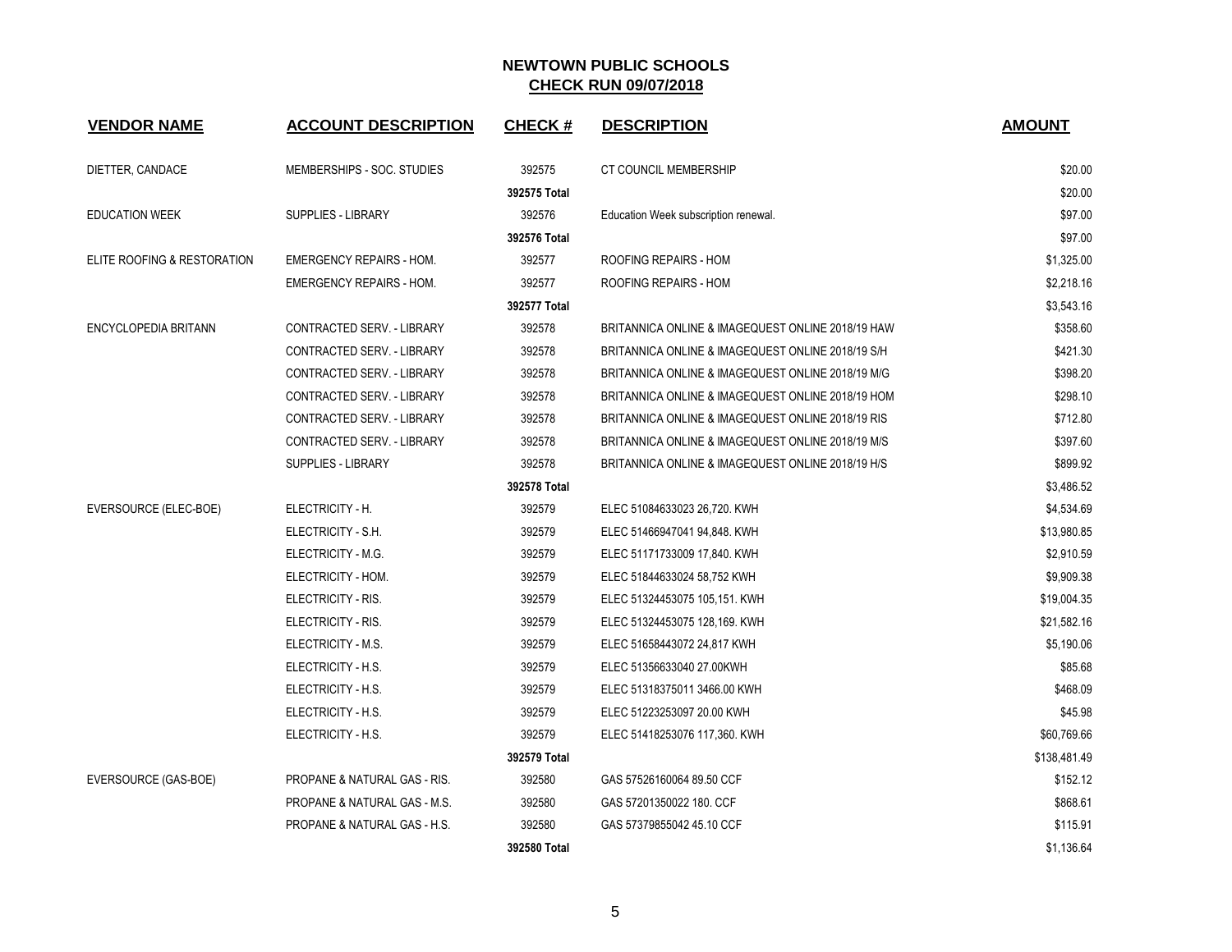# NEWTOWN PUBLIC SCHOOLS

## CHECK RUN 09/07/2018

| VENDOR NAME | ACCOUNT DESCRIPTION | CHECK # | DESCRIPTION | AMOUNT |
|---|---|---|---|---|
| DIETTER, CANDACE | MEMBERSHIPS - SOC. STUDIES | 392575 | CT COUNCIL MEMBERSHIP | $20.00 |
| | | **392575 Total** | | $20.00 |
| EDUCATION WEEK | SUPPLIES - LIBRARY | 392576 | Education Week subscription renewal. | $97.00 |
| | | **392576 Total** | | $97.00 |
| ELITE ROOFING & RESTORATION | EMERGENCY REPAIRS - HOM. | 392577 | ROOFING REPAIRS - HOM | $1,325.00 |
| | EMERGENCY REPAIRS - HOM. | 392577 | ROOFING REPAIRS - HOM | $2,218.16 |
| | | **392577 Total** | | $3,543.16 |
| ENCYCLOPEDIA BRITANN | CONTRACTED SERV. - LIBRARY | 392578 | BRITANNICA ONLINE & IMAGEQUEST ONLINE 2018/19 HAW | $358.60 |
| | CONTRACTED SERV. - LIBRARY | 392578 | BRITANNICA ONLINE & IMAGEQUEST ONLINE 2018/19 S/H | $421.30 |
| | CONTRACTED SERV. - LIBRARY | 392578 | BRITANNICA ONLINE & IMAGEQUEST ONLINE 2018/19 M/G | $398.20 |
| | CONTRACTED SERV. - LIBRARY | 392578 | BRITANNICA ONLINE & IMAGEQUEST ONLINE 2018/19 HOM | $298.10 |
| | CONTRACTED SERV. - LIBRARY | 392578 | BRITANNICA ONLINE & IMAGEQUEST ONLINE 2018/19 RIS | $712.80 |
| | CONTRACTED SERV. - LIBRARY | 392578 | BRITANNICA ONLINE & IMAGEQUEST ONLINE 2018/19 M/S | $397.60 |
| | SUPPLIES - LIBRARY | 392578 | BRITANNICA ONLINE & IMAGEQUEST ONLINE 2018/19 H/S | $899.92 |
| | | **392578 Total** | | $3,486.52 |
| EVERSOURCE (ELEC-BOE) | ELECTRICITY - H. | 392579 | ELEC 51084633023 26,720. KWH | $4,534.69 |
| | ELECTRICITY - S.H. | 392579 | ELEC 51466947041 94,848. KWH | $13,980.85 |
| | ELECTRICITY - M.G. | 392579 | ELEC 51171733009 17,840. KWH | $2,910.59 |
| | ELECTRICITY - HOM. | 392579 | ELEC 51844633024 58,752 KWH | $9,909.38 |
| | ELECTRICITY - RIS. | 392579 | ELEC 51324453075 105,151. KWH | $19,004.35 |
| | ELECTRICITY - RIS. | 392579 | ELEC 51324453075 128,169. KWH | $21,582.16 |
| | ELECTRICITY - M.S. | 392579 | ELEC 51658443072 24,817 KWH | $5,190.06 |
| | ELECTRICITY - H.S. | 392579 | ELEC 51356633040 27.00KWH | $85.68 |
| | ELECTRICITY - H.S. | 392579 | ELEC 51318375011 3466.00 KWH | $468.09 |
| | ELECTRICITY - H.S. | 392579 | ELEC 51223253097 20.00 KWH | $45.98 |
| | ELECTRICITY - H.S. | 392579 | ELEC 51418253076 117,360. KWH | $60,769.66 |
| | | **392579 Total** | | $138,481.49 |
| EVERSOURCE (GAS-BOE) | PROPANE & NATURAL GAS - RIS. | 392580 | GAS 57526160064 89.50 CCF | $152.12 |
| | PROPANE & NATURAL GAS - M.S. | 392580 | GAS 57201350022 180. CCF | $868.61 |
| | PROPANE & NATURAL GAS - H.S. | 392580 | GAS 57379855042 45.10 CCF | $115.91 |
| | | **392580 Total** | | $1,136.64 |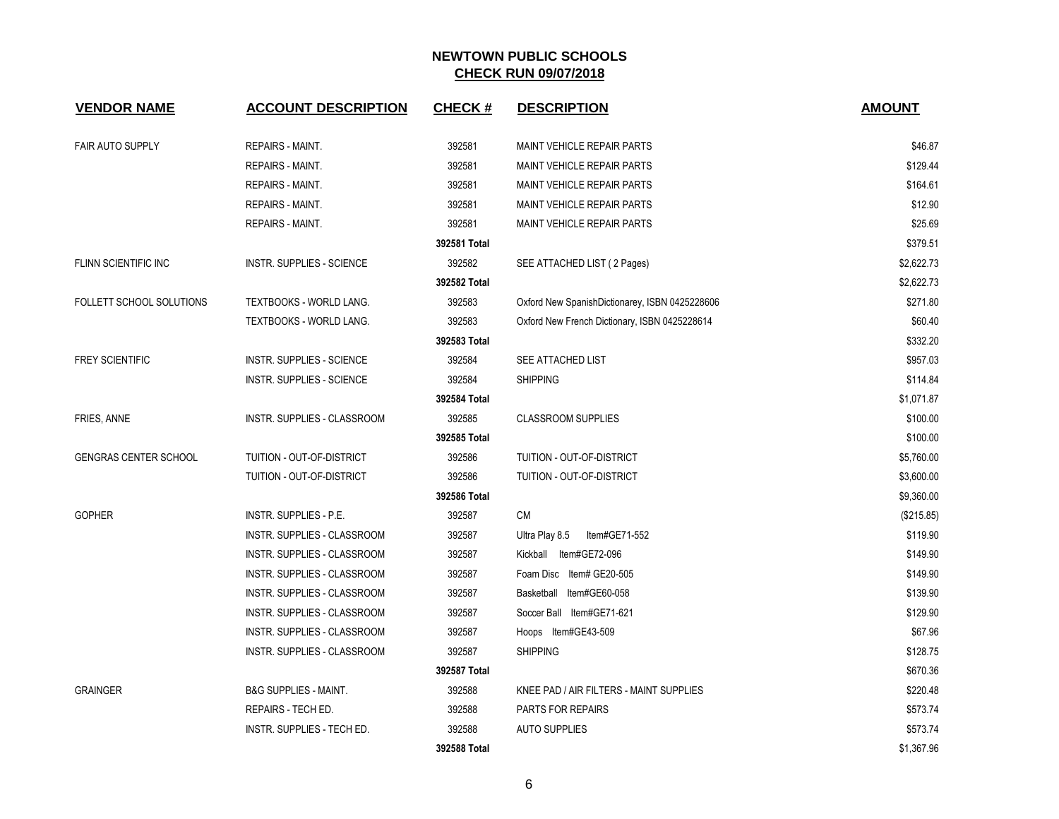## NEWTOWN PUBLIC SCHOOLS
## CHECK RUN 09/07/2018

| VENDOR NAME | ACCOUNT DESCRIPTION | CHECK # | DESCRIPTION | AMOUNT |
|---|---|---|---|---|
| FAIR AUTO SUPPLY | REPAIRS - MAINT. | 392581 | MAINT VEHICLE REPAIR PARTS | $46.87 |
| | REPAIRS - MAINT. | 392581 | MAINT VEHICLE REPAIR PARTS | $129.44 |
| | REPAIRS - MAINT. | 392581 | MAINT VEHICLE REPAIR PARTS | $164.61 |
| | REPAIRS - MAINT. | 392581 | MAINT VEHICLE REPAIR PARTS | $12.90 |
| | REPAIRS - MAINT. | 392581 | MAINT VEHICLE REPAIR PARTS | $25.69 |
| | | 392581 Total | | $379.51 |
| FLINN SCIENTIFIC INC | INSTR. SUPPLIES - SCIENCE | 392582 | SEE ATTACHED LIST ( 2 Pages) | $2,622.73 |
| | | 392582 Total | | $2,622.73 |
| FOLLETT SCHOOL SOLUTIONS | TEXTBOOKS - WORLD LANG. | 392583 | Oxford New SpanishDictionarey, ISBN 0425228606 | $271.80 |
| | TEXTBOOKS - WORLD LANG. | 392583 | Oxford New French Dictionary, ISBN 0425228614 | $60.40 |
| | | 392583 Total | | $332.20 |
| FREY SCIENTIFIC | INSTR. SUPPLIES - SCIENCE | 392584 | SEE ATTACHED LIST | $957.03 |
| | INSTR. SUPPLIES - SCIENCE | 392584 | SHIPPING | $114.84 |
| | | 392584 Total | | $1,071.87 |
| FRIES, ANNE | INSTR. SUPPLIES - CLASSROOM | 392585 | CLASSROOM SUPPLIES | $100.00 |
| | | 392585 Total | | $100.00 |
| GENGRAS CENTER SCHOOL | TUITION - OUT-OF-DISTRICT | 392586 | TUITION - OUT-OF-DISTRICT | $5,760.00 |
| | TUITION - OUT-OF-DISTRICT | 392586 | TUITION - OUT-OF-DISTRICT | $3,600.00 |
| | | 392586 Total | | $9,360.00 |
| GOPHER | INSTR. SUPPLIES - P.E. | 392587 | CM | ($215.85) |
| | INSTR. SUPPLIES - CLASSROOM | 392587 | Ultra Play 8.5 Item#GE71-552 | $119.90 |
| | INSTR. SUPPLIES - CLASSROOM | 392587 | Kickball Item#GE72-096 | $149.90 |
| | INSTR. SUPPLIES - CLASSROOM | 392587 | Foam Disc Item# GE20-505 | $149.90 |
| | INSTR. SUPPLIES - CLASSROOM | 392587 | Basketball Item#GE60-058 | $139.90 |
| | INSTR. SUPPLIES - CLASSROOM | 392587 | Soccer Ball Item#GE71-621 | $129.90 |
| | INSTR. SUPPLIES - CLASSROOM | 392587 | Hoops Item#GE43-509 | $67.96 |
| | INSTR. SUPPLIES - CLASSROOM | 392587 | SHIPPING | $128.75 |
| | | 392587 Total | | $670.36 |
| GRAINGER | B&G SUPPLIES - MAINT. | 392588 | KNEE PAD / AIR FILTERS - MAINT SUPPLIES | $220.48 |
| | REPAIRS - TECH ED. | 392588 | PARTS FOR REPAIRS | $573.74 |
| | INSTR. SUPPLIES - TECH ED. | 392588 | AUTO SUPPLIES | $573.74 |
| | | 392588 Total | | $1,367.96 |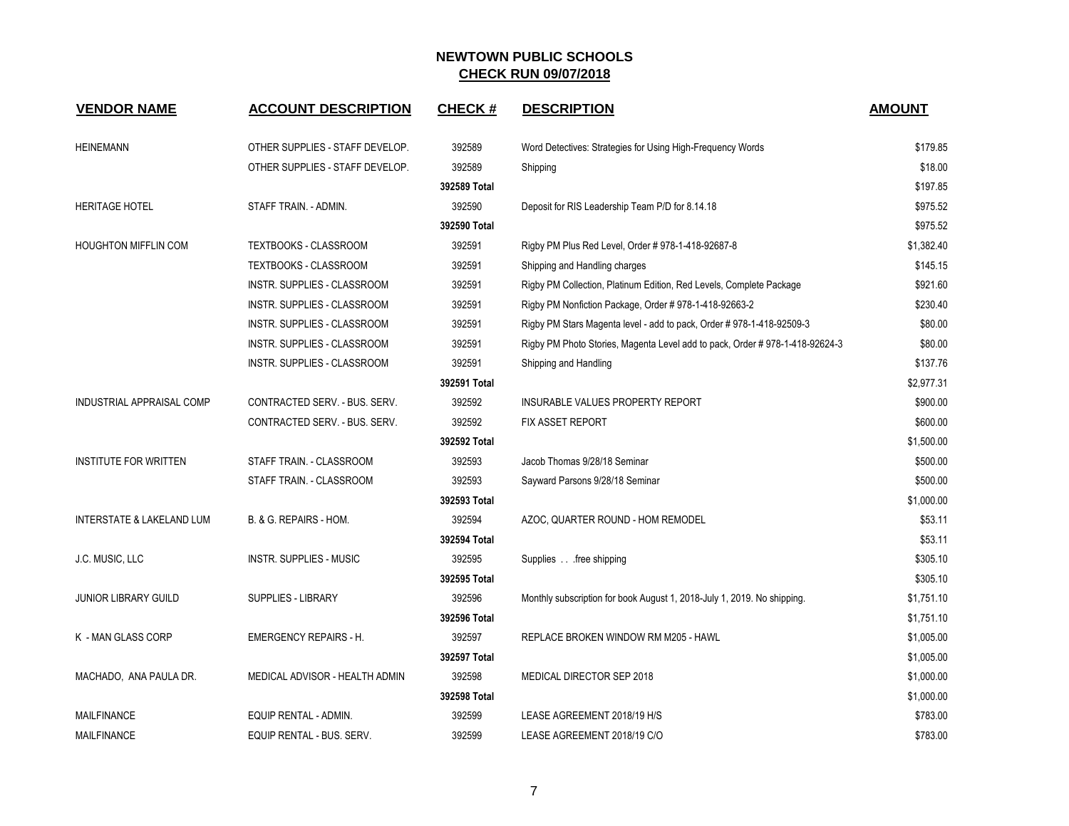# NEWTOWN PUBLIC SCHOOLS
## CHECK RUN 09/07/2018

| VENDOR NAME | ACCOUNT DESCRIPTION | CHECK # | DESCRIPTION | AMOUNT |
|---|---|---|---|---|
| HEINEMANN | OTHER SUPPLIES - STAFF DEVELOP. | 392589 | Word Detectives: Strategies for Using High-Frequency Words | $179.85 |
| | OTHER SUPPLIES - STAFF DEVELOP. | 392589 | Shipping | $18.00 |
| | | 392589 Total | | $197.85 |
| HERITAGE HOTEL | STAFF TRAIN. - ADMIN. | 392590 | Deposit for RIS Leadership Team P/D for 8.14.18 | $975.52 |
| | | 392590 Total | | $975.52 |
| HOUGHTON MIFFLIN COM | TEXTBOOKS - CLASSROOM | 392591 | Rigby PM Plus Red Level, Order # 978-1-418-92687-8 | $1,382.40 |
| | TEXTBOOKS - CLASSROOM | 392591 | Shipping and Handling charges | $145.15 |
| | INSTR. SUPPLIES - CLASSROOM | 392591 | Rigby PM Collection, Platinum Edition, Red Levels, Complete Package | $921.60 |
| | INSTR. SUPPLIES - CLASSROOM | 392591 | Rigby PM Nonfiction Package, Order # 978-1-418-92663-2 | $230.40 |
| | INSTR. SUPPLIES - CLASSROOM | 392591 | Rigby PM Stars Magenta level - add to pack, Order # 978-1-418-92509-3 | $80.00 |
| | INSTR. SUPPLIES - CLASSROOM | 392591 | Rigby PM Photo Stories, Magenta Level add to pack, Order # 978-1-418-92624-3 | $80.00 |
| | INSTR. SUPPLIES - CLASSROOM | 392591 | Shipping and Handling | $137.76 |
| | | 392591 Total | | $2,977.31 |
| INDUSTRIAL APPRAISAL COMP | CONTRACTED SERV. - BUS. SERV. | 392592 | INSURABLE VALUES PROPERTY REPORT | $900.00 |
| | CONTRACTED SERV. - BUS. SERV. | 392592 | FIX ASSET REPORT | $600.00 |
| | | 392592 Total | | $1,500.00 |
| INSTITUTE FOR WRITTEN | STAFF TRAIN. - CLASSROOM | 392593 | Jacob Thomas 9/28/18 Seminar | $500.00 |
| | STAFF TRAIN. - CLASSROOM | 392593 | Sayward Parsons 9/28/18 Seminar | $500.00 |
| | | 392593 Total | | $1,000.00 |
| INTERSTATE & LAKELAND LUM | B. & G. REPAIRS - HOM. | 392594 | AZOC, QUARTER ROUND - HOM REMODEL | $53.11 |
| | | 392594 Total | | $53.11 |
| J.C. MUSIC, LLC | INSTR. SUPPLIES - MUSIC | 392595 | Supplies . . .free shipping | $305.10 |
| | | 392595 Total | | $305.10 |
| JUNIOR LIBRARY GUILD | SUPPLIES - LIBRARY | 392596 | Monthly subscription for book August 1, 2018-July 1, 2019. No shipping. | $1,751.10 |
| | | 392596 Total | | $1,751.10 |
| K - MAN GLASS CORP | EMERGENCY REPAIRS - H. | 392597 | REPLACE BROKEN WINDOW RM M205 - HAWL | $1,005.00 |
| | | 392597 Total | | $1,005.00 |
| MACHADO, ANA PAULA DR. | MEDICAL ADVISOR - HEALTH ADMIN | 392598 | MEDICAL DIRECTOR SEP 2018 | $1,000.00 |
| | | 392598 Total | | $1,000.00 |
| MAILFINANCE | EQUIP RENTAL - ADMIN. | 392599 | LEASE AGREEMENT 2018/19 H/S | $783.00 |
| MAILFINANCE | EQUIP RENTAL - BUS. SERV. | 392599 | LEASE AGREEMENT 2018/19 C/O | $783.00 |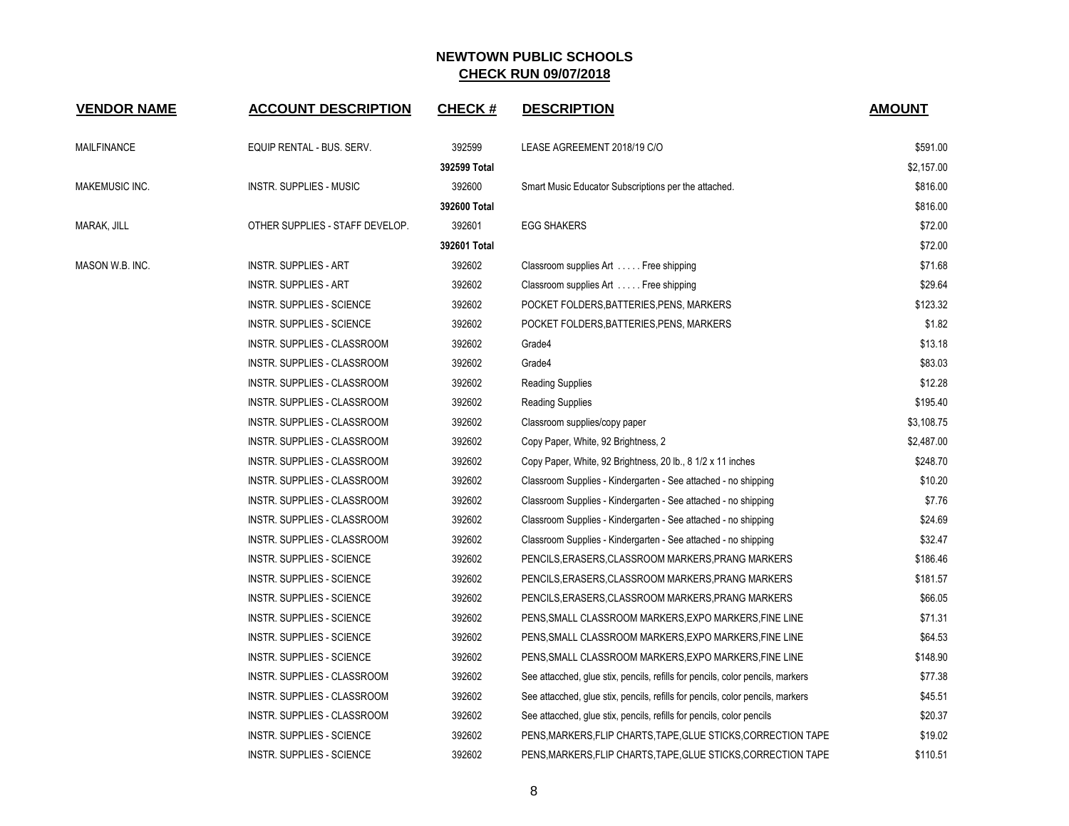## NEWTOWN PUBLIC SCHOOLS
## CHECK RUN 09/07/2018

| VENDOR NAME | ACCOUNT DESCRIPTION | CHECK # | DESCRIPTION | AMOUNT |
|---|---|---|---|---|
| MAILFINANCE | EQUIP RENTAL - BUS. SERV. | 392599 | LEASE AGREEMENT 2018/19 C/O | $591.00 |
| | | 392599 Total | | $2,157.00 |
| MAKEMUSIC INC. | INSTR. SUPPLIES - MUSIC | 392600 | Smart Music Educator Subscriptions per the attached. | $816.00 |
| | | 392600 Total | | $816.00 |
| MARAK, JILL | OTHER SUPPLIES - STAFF DEVELOP. | 392601 | EGG SHAKERS | $72.00 |
| | | 392601 Total | | $72.00 |
| MASON W.B. INC. | INSTR. SUPPLIES - ART | 392602 | Classroom supplies Art . . . . . Free shipping | $71.68 |
| | INSTR. SUPPLIES - ART | 392602 | Classroom supplies Art . . . . . Free shipping | $29.64 |
| | INSTR. SUPPLIES - SCIENCE | 392602 | POCKET FOLDERS,BATTERIES,PENS, MARKERS | $123.32 |
| | INSTR. SUPPLIES - SCIENCE | 392602 | POCKET FOLDERS,BATTERIES,PENS, MARKERS | $1.82 |
| | INSTR. SUPPLIES - CLASSROOM | 392602 | Grade4 | $13.18 |
| | INSTR. SUPPLIES - CLASSROOM | 392602 | Grade4 | $83.03 |
| | INSTR. SUPPLIES - CLASSROOM | 392602 | Reading Supplies | $12.28 |
| | INSTR. SUPPLIES - CLASSROOM | 392602 | Reading Supplies | $195.40 |
| | INSTR. SUPPLIES - CLASSROOM | 392602 | Classroom supplies/copy paper | $3,108.75 |
| | INSTR. SUPPLIES - CLASSROOM | 392602 | Copy Paper, White, 92 Brightness, 2 | $2,487.00 |
| | INSTR. SUPPLIES - CLASSROOM | 392602 | Copy Paper, White, 92 Brightness, 20 lb., 8 1/2 x 11 inches | $248.70 |
| | INSTR. SUPPLIES - CLASSROOM | 392602 | Classroom Supplies - Kindergarten - See attached - no shipping | $10.20 |
| | INSTR. SUPPLIES - CLASSROOM | 392602 | Classroom Supplies - Kindergarten - See attached - no shipping | $7.76 |
| | INSTR. SUPPLIES - CLASSROOM | 392602 | Classroom Supplies - Kindergarten - See attached - no shipping | $24.69 |
| | INSTR. SUPPLIES - CLASSROOM | 392602 | Classroom Supplies - Kindergarten - See attached - no shipping | $32.47 |
| | INSTR. SUPPLIES - SCIENCE | 392602 | PENCILS,ERASERS,CLASSROOM MARKERS,PRANG MARKERS | $186.46 |
| | INSTR. SUPPLIES - SCIENCE | 392602 | PENCILS,ERASERS,CLASSROOM MARKERS,PRANG MARKERS | $181.57 |
| | INSTR. SUPPLIES - SCIENCE | 392602 | PENCILS,ERASERS,CLASSROOM MARKERS,PRANG MARKERS | $66.05 |
| | INSTR. SUPPLIES - SCIENCE | 392602 | PENS,SMALL CLASSROOM MARKERS,EXPO MARKERS,FINE LINE | $71.31 |
| | INSTR. SUPPLIES - SCIENCE | 392602 | PENS,SMALL CLASSROOM MARKERS,EXPO MARKERS,FINE LINE | $64.53 |
| | INSTR. SUPPLIES - SCIENCE | 392602 | PENS,SMALL CLASSROOM MARKERS,EXPO MARKERS,FINE LINE | $148.90 |
| | INSTR. SUPPLIES - CLASSROOM | 392602 | See attached, glue stix, pencils, refills for pencils, color pencils, markers | $77.38 |
| | INSTR. SUPPLIES - CLASSROOM | 392602 | See attached, glue stix, pencils, refills for pencils, color pencils, markers | $45.51 |
| | INSTR. SUPPLIES - CLASSROOM | 392602 | See attached, glue stix, pencils, refills for pencils, color pencils | $20.37 |
| | INSTR. SUPPLIES - SCIENCE | 392602 | PENS,MARKERS,FLIP CHARTS,TAPE,GLUE STICKS,CORRECTION TAPE | $19.02 |
| | INSTR. SUPPLIES - SCIENCE | 392602 | PENS,MARKERS,FLIP CHARTS,TAPE,GLUE STICKS,CORRECTION TAPE | $110.51 |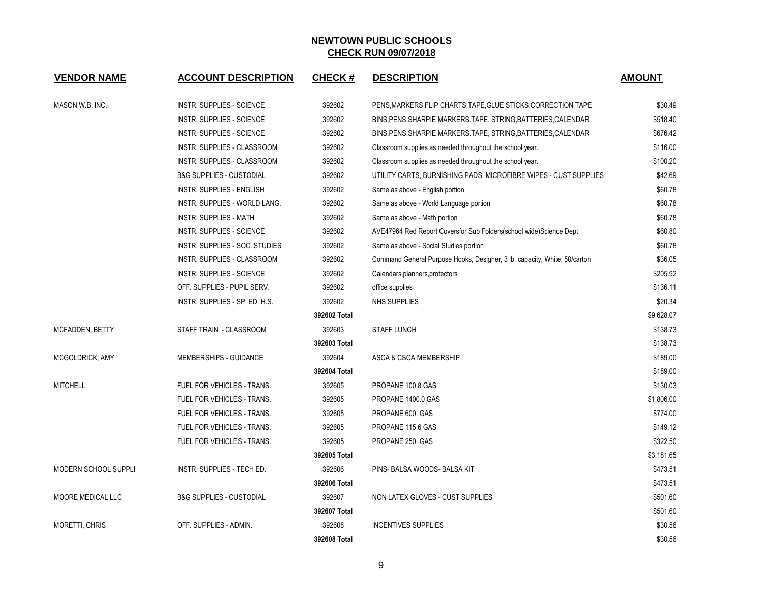# NEWTOWN PUBLIC SCHOOLS
## CHECK RUN 09/07/2018

| VENDOR NAME | ACCOUNT DESCRIPTION | CHECK # | DESCRIPTION | AMOUNT |
|---|---|---|---|---|
| MASON W.B. INC. | INSTR. SUPPLIES - SCIENCE | 392602 | PENS,MARKERS,FLIP CHARTS,TAPE,GLUE STICKS,CORRECTION TAPE | $30.49 |
| | INSTR. SUPPLIES - SCIENCE | 392602 | BINS,PENS,SHARPIE MARKERS.TAPE, STRING,BATTERIES,CALENDAR | $518.40 |
| | INSTR. SUPPLIES - SCIENCE | 392602 | BINS,PENS,SHARPIE MARKERS.TAPE, STRING,BATTERIES,CALENDAR | $676.42 |
| | INSTR. SUPPLIES - CLASSROOM | 392602 | Classroom supplies as needed throughout the school year. | $116.00 |
| | INSTR. SUPPLIES - CLASSROOM | 392602 | Classroom supplies as needed throughout the school year. | $100.20 |
| | B&G SUPPLIES - CUSTODIAL | 392602 | UTILITY CARTS, BURNISHING PADS, MICROFIBRE WIPES - CUST SUPPLIES | $42.69 |
| | INSTR. SUPPLIES - ENGLISH | 392602 | Same as above - English portion | $60.78 |
| | INSTR. SUPPLIES - WORLD LANG. | 392602 | Same as above - World Language portion | $60.78 |
| | INSTR. SUPPLIES - MATH | 392602 | Same as above - Math portion | $60.78 |
| | INSTR. SUPPLIES - SCIENCE | 392602 | AVE47964 Red Report Coversfor Sub Folders(school wide)Science Dept | $60.80 |
| | INSTR. SUPPLIES - SOC. STUDIES | 392602 | Same as above - Social Studies portion | $60.78 |
| | INSTR. SUPPLIES - CLASSROOM | 392602 | Command General Purpose Hooks, Designer, 3 lb. capacity, White, 50/carton | $36.05 |
| | INSTR. SUPPLIES - SCIENCE | 392602 | Calendars,planners,protectors | $205.92 |
| | OFF. SUPPLIES - PUPIL SERV. | 392602 | office supplies | $136.11 |
| | INSTR. SUPPLIES - SP. ED. H.S. | 392602 | NHS SUPPLIES | $20.34 |
| | | **392602 Total** | | $9,628.07 |
| MCFADDEN, BETTY | STAFF TRAIN. - CLASSROOM | 392603 | STAFF LUNCH | $138.73 |
| | | **392603 Total** | | $138.73 |
| MCGOLDRICK, AMY | MEMBERSHIPS - GUIDANCE | 392604 | ASCA & CSCA MEMBERSHIP | $189.00 |
| | | **392604 Total** | | $189.00 |
| MITCHELL | FUEL FOR VEHICLES - TRANS. | 392605 | PROPANE 100.8 GAS | $130.03 |
| | FUEL FOR VEHICLES - TRANS. | 392605 | PROPANE 1400.0 GAS | $1,806.00 |
| | FUEL FOR VEHICLES - TRANS. | 392605 | PROPANE 600. GAS | $774.00 |
| | FUEL FOR VEHICLES - TRANS. | 392605 | PROPANE 115.6 GAS | $149.12 |
| | FUEL FOR VEHICLES - TRANS. | 392605 | PROPANE 250. GAS | $322.50 |
| | | **392605 Total** | | $3,181.65 |
| MODERN SCHOOL SUPPLI | INSTR. SUPPLIES - TECH ED. | 392606 | PINS- BALSA WOODS- BALSA KIT | $473.51 |
| | | **392606 Total** | | $473.51 |
| MOORE MEDICAL LLC | B&G SUPPLIES - CUSTODIAL | 392607 | NON LATEX GLOVES - CUST SUPPLIES | $501.60 |
| | | **392607 Total** | | $501.60 |
| MORETTI, CHRIS | OFF. SUPPLIES - ADMIN. | 392608 | INCENTIVES SUPPLIES | $30.56 |
| | | **392608 Total** | | $30.56 |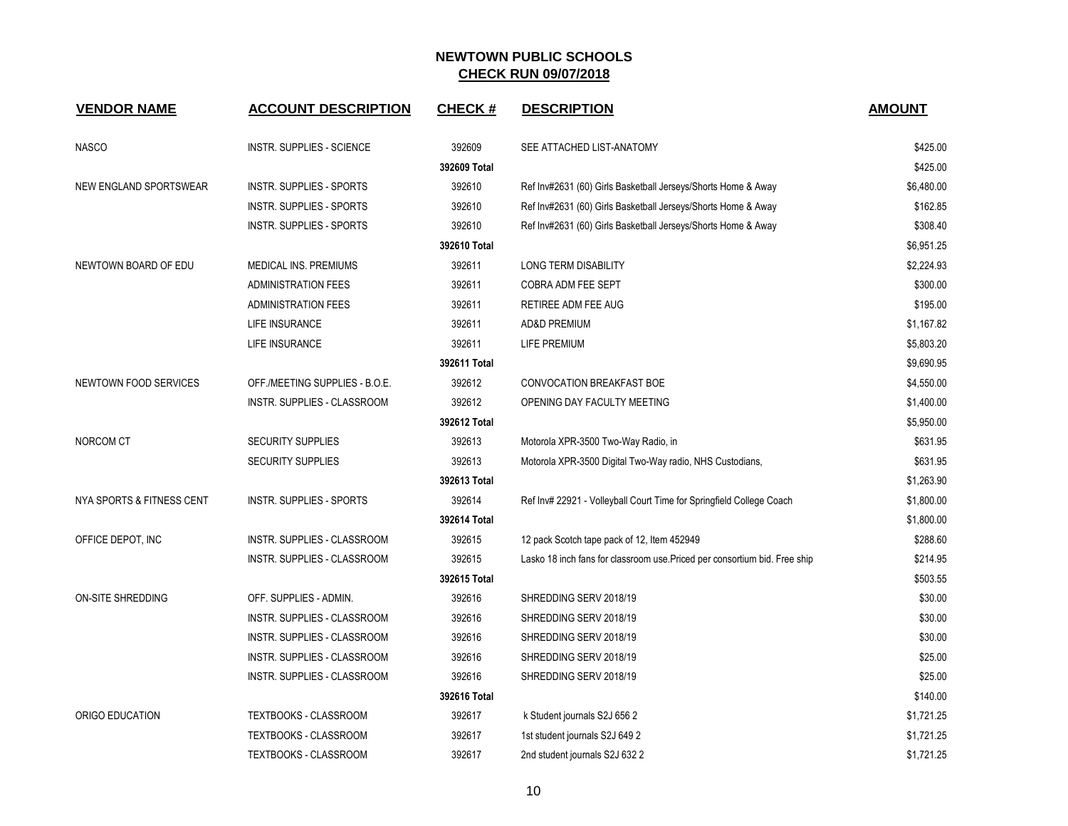# NEWTOWN PUBLIC SCHOOLS

## CHECK RUN 09/07/2018

| VENDOR NAME | ACCOUNT DESCRIPTION | CHECK # | DESCRIPTION | AMOUNT |
|---|---|---|---|---|
| NASCO | INSTR. SUPPLIES - SCIENCE | 392609 | SEE ATTACHED LIST-ANATOMY | $425.00 |
| | | 392609 Total | | $425.00 |
| NEW ENGLAND SPORTSWEAR | INSTR. SUPPLIES - SPORTS | 392610 | Ref Inv#2631 (60) Girls Basketball Jerseys/Shorts Home & Away | $6,480.00 |
| | INSTR. SUPPLIES - SPORTS | 392610 | Ref Inv#2631 (60) Girls Basketball Jerseys/Shorts Home & Away | $162.85 |
| | INSTR. SUPPLIES - SPORTS | 392610 | Ref Inv#2631 (60) Girls Basketball Jerseys/Shorts Home & Away | $308.40 |
| | | 392610 Total | | $6,951.25 |
| NEWTOWN BOARD OF EDU | MEDICAL INS. PREMIUMS | 392611 | LONG TERM DISABILITY | $2,224.93 |
| | ADMINISTRATION FEES | 392611 | COBRA ADM FEE SEPT | $300.00 |
| | ADMINISTRATION FEES | 392611 | RETIREE ADM FEE AUG | $195.00 |
| | LIFE INSURANCE | 392611 | AD&D PREMIUM | $1,167.82 |
| | LIFE INSURANCE | 392611 | LIFE PREMIUM | $5,803.20 |
| | | 392611 Total | | $9,690.95 |
| NEWTOWN FOOD SERVICES | OFF./MEETING SUPPLIES - B.O.E. | 392612 | CONVOCATION BREAKFAST BOE | $4,550.00 |
| | INSTR. SUPPLIES - CLASSROOM | 392612 | OPENING DAY FACULTY MEETING | $1,400.00 |
| | | 392612 Total | | $5,950.00 |
| NORCOM CT | SECURITY SUPPLIES | 392613 | Motorola XPR-3500 Two-Way Radio, in | $631.95 |
| | SECURITY SUPPLIES | 392613 | Motorola XPR-3500 Digital Two-Way radio, NHS Custodians, | $631.95 |
| | | 392613 Total | | $1,263.90 |
| NYA SPORTS & FITNESS CENT | INSTR. SUPPLIES - SPORTS | 392614 | Ref Inv# 22921 - Volleyball Court Time for Springfield College Coach | $1,800.00 |
| | | 392614 Total | | $1,800.00 |
| OFFICE DEPOT, INC | INSTR. SUPPLIES - CLASSROOM | 392615 | 12 pack Scotch tape pack of 12, Item 452949 | $288.60 |
| | INSTR. SUPPLIES - CLASSROOM | 392615 | Lasko 18 inch fans for classroom use.Priced per consortium bid. Free ship | $214.95 |
| | | 392615 Total | | $503.55 |
| ON-SITE SHREDDING | OFF. SUPPLIES - ADMIN. | 392616 | SHREDDING SERV 2018/19 | $30.00 |
| | INSTR. SUPPLIES - CLASSROOM | 392616 | SHREDDING SERV 2018/19 | $30.00 |
| | INSTR. SUPPLIES - CLASSROOM | 392616 | SHREDDING SERV 2018/19 | $30.00 |
| | INSTR. SUPPLIES - CLASSROOM | 392616 | SHREDDING SERV 2018/19 | $25.00 |
| | INSTR. SUPPLIES - CLASSROOM | 392616 | SHREDDING SERV 2018/19 | $25.00 |
| | | 392616 Total | | $140.00 |
| ORIGO EDUCATION | TEXTBOOKS - CLASSROOM | 392617 | k Student journals S2J 656 2 | $1,721.25 |
| | TEXTBOOKS - CLASSROOM | 392617 | 1st student journals S2J 649 2 | $1,721.25 |
| | TEXTBOOKS - CLASSROOM | 392617 | 2nd student journals S2J 632 2 | $1,721.25 |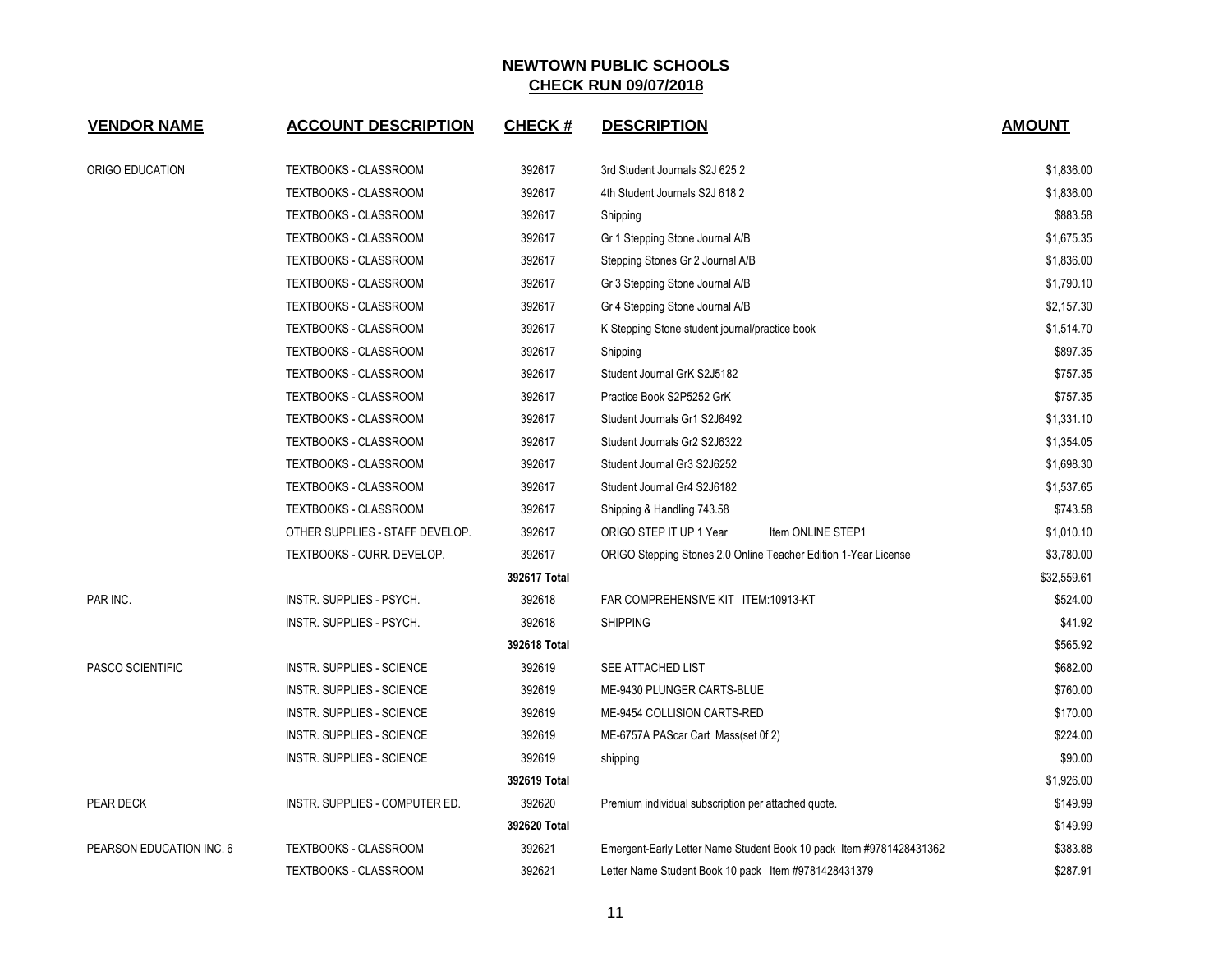# NEWTOWN PUBLIC SCHOOLS
## CHECK RUN 09/07/2018

| VENDOR NAME | ACCOUNT DESCRIPTION | CHECK # | DESCRIPTION | AMOUNT |
|---|---|---|---|---|
| ORIGO EDUCATION | TEXTBOOKS - CLASSROOM | 392617 | 3rd Student Journals S2J 625 2 | $1,836.00 |
| | TEXTBOOKS - CLASSROOM | 392617 | 4th Student Journals S2J 618 2 | $1,836.00 |
| | TEXTBOOKS - CLASSROOM | 392617 | Shipping | $883.58 |
| | TEXTBOOKS - CLASSROOM | 392617 | Gr 1 Stepping Stone Journal A/B | $1,675.35 |
| | TEXTBOOKS - CLASSROOM | 392617 | Stepping Stones Gr 2 Journal A/B | $1,836.00 |
| | TEXTBOOKS - CLASSROOM | 392617 | Gr 3 Stepping Stone Journal A/B | $1,790.10 |
| | TEXTBOOKS - CLASSROOM | 392617 | Gr 4 Stepping Stone Journal A/B | $2,157.30 |
| | TEXTBOOKS - CLASSROOM | 392617 | K Stepping Stone student journal/practice book | $1,514.70 |
| | TEXTBOOKS - CLASSROOM | 392617 | Shipping | $897.35 |
| | TEXTBOOKS - CLASSROOM | 392617 | Student Journal GrK S2J5182 | $757.35 |
| | TEXTBOOKS - CLASSROOM | 392617 | Practice Book S2P5252 GrK | $757.35 |
| | TEXTBOOKS - CLASSROOM | 392617 | Student Journals Gr1 S2J6492 | $1,331.10 |
| | TEXTBOOKS - CLASSROOM | 392617 | Student Journals Gr2 S2J6322 | $1,354.05 |
| | TEXTBOOKS - CLASSROOM | 392617 | Student Journal Gr3 S2J6252 | $1,698.30 |
| | TEXTBOOKS - CLASSROOM | 392617 | Student Journal Gr4 S2J6182 | $1,537.65 |
| | TEXTBOOKS - CLASSROOM | 392617 | Shipping & Handling 743.58 | $743.58 |
| | OTHER SUPPLIES - STAFF DEVELOP. | 392617 | ORIGO STEP IT UP 1 Year Item ONLINE STEP1 | $1,010.10 |
| | TEXTBOOKS - CURR. DEVELOP. | 392617 | ORIGO Stepping Stones 2.0 Online Teacher Edition 1-Year License | $3,780.00 |
| | | **392617 Total** | | $32,559.61 |
| PAR INC. | INSTR. SUPPLIES - PSYCH. | 392618 | FAR COMPREHENSIVE KIT ITEM:10913-KT | $524.00 |
| | INSTR. SUPPLIES - PSYCH. | 392618 | SHIPPING | $41.92 |
| | | **392618 Total** | | $565.92 |
| PASCO SCIENTIFIC | INSTR. SUPPLIES - SCIENCE | 392619 | SEE ATTACHED LIST | $682.00 |
| | INSTR. SUPPLIES - SCIENCE | 392619 | ME-9430 PLUNGER CARTS-BLUE | $760.00 |
| | INSTR. SUPPLIES - SCIENCE | 392619 | ME-9454 COLLISION CARTS-RED | $170.00 |
| | INSTR. SUPPLIES - SCIENCE | 392619 | ME-6757A PAScar Cart Mass(set 0f 2) | $224.00 |
| | INSTR. SUPPLIES - SCIENCE | 392619 | shipping | $90.00 |
| | | **392619 Total** | | $1,926.00 |
| PEAR DECK | INSTR. SUPPLIES - COMPUTER ED. | 392620 | Premium individual subscription per attached quote. | $149.99 |
| | | **392620 Total** | | $149.99 |
| PEARSON EDUCATION INC. 6 | TEXTBOOKS - CLASSROOM | 392621 | Emergent-Early Letter Name Student Book 10 pack Item #9781428431362 | $383.88 |
| | TEXTBOOKS - CLASSROOM | 392621 | Letter Name Student Book 10 pack Item #9781428431379 | $287.91 |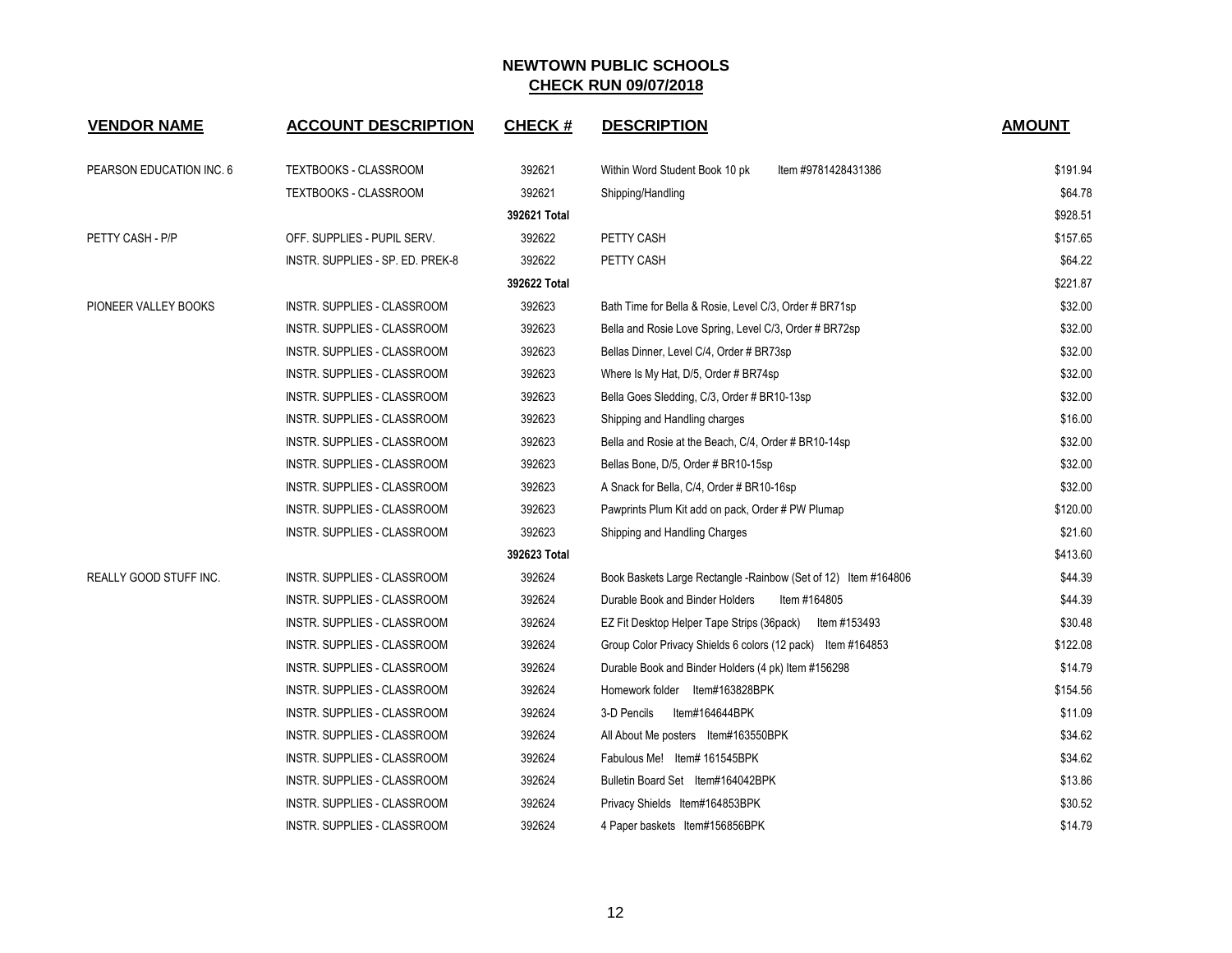# NEWTOWN PUBLIC SCHOOLS

## CHECK RUN 09/07/2018

| VENDOR NAME | ACCOUNT DESCRIPTION | CHECK # | DESCRIPTION | AMOUNT |
|---|---|---|---|---|
| PEARSON EDUCATION INC. 6 | TEXTBOOKS - CLASSROOM | 392621 | Within Word Student Book 10 pk Item #9781428431386 | $191.94 |
| | TEXTBOOKS - CLASSROOM | 392621 | Shipping/Handling | $64.78 |
| | | 392621 Total | | $928.51 |
| PETTY CASH - P/P | OFF. SUPPLIES - PUPIL SERV. | 392622 | PETTY CASH | $157.65 |
| | INSTR. SUPPLIES - SP. ED. PREK-8 | 392622 | PETTY CASH | $64.22 |
| | | 392622 Total | | $221.87 |
| PIONEER VALLEY BOOKS | INSTR. SUPPLIES - CLASSROOM | 392623 | Bath Time for Bella & Rosie, Level C/3, Order # BR71sp | $32.00 |
| | INSTR. SUPPLIES - CLASSROOM | 392623 | Bella and Rosie Love Spring, Level C/3, Order # BR72sp | $32.00 |
| | INSTR. SUPPLIES - CLASSROOM | 392623 | Bellas Dinner, Level C/4, Order # BR73sp | $32.00 |
| | INSTR. SUPPLIES - CLASSROOM | 392623 | Where Is My Hat, D/5, Order # BR74sp | $32.00 |
| | INSTR. SUPPLIES - CLASSROOM | 392623 | Bella Goes Sledding, C/3, Order # BR10-13sp | $32.00 |
| | INSTR. SUPPLIES - CLASSROOM | 392623 | Shipping and Handling charges | $16.00 |
| | INSTR. SUPPLIES - CLASSROOM | 392623 | Bella and Rosie at the Beach, C/4, Order # BR10-14sp | $32.00 |
| | INSTR. SUPPLIES - CLASSROOM | 392623 | Bellas Bone, D/5, Order # BR10-15sp | $32.00 |
| | INSTR. SUPPLIES - CLASSROOM | 392623 | A Snack for Bella, C/4, Order # BR10-16sp | $32.00 |
| | INSTR. SUPPLIES - CLASSROOM | 392623 | Pawprints Plum Kit add on pack, Order # PW Plumap | $120.00 |
| | INSTR. SUPPLIES - CLASSROOM | 392623 | Shipping and Handling Charges | $21.60 |
| | | 392623 Total | | $413.60 |
| REALLY GOOD STUFF INC. | INSTR. SUPPLIES - CLASSROOM | 392624 | Book Baskets Large Rectangle -Rainbow (Set of 12) Item #164806 | $44.39 |
| | INSTR. SUPPLIES - CLASSROOM | 392624 | Durable Book and Binder Holders Item #164805 | $44.39 |
| | INSTR. SUPPLIES - CLASSROOM | 392624 | EZ Fit Desktop Helper Tape Strips (36pack) Item #153493 | $30.48 |
| | INSTR. SUPPLIES - CLASSROOM | 392624 | Group Color Privacy Shields 6 colors (12 pack) Item #164853 | $122.08 |
| | INSTR. SUPPLIES - CLASSROOM | 392624 | Durable Book and Binder Holders (4 pk) Item #156298 | $14.79 |
| | INSTR. SUPPLIES - CLASSROOM | 392624 | Homework folder Item#163828BPK | $154.56 |
| | INSTR. SUPPLIES - CLASSROOM | 392624 | 3-D Pencils Item#164644BPK | $11.09 |
| | INSTR. SUPPLIES - CLASSROOM | 392624 | All About Me posters Item#163550BPK | $34.62 |
| | INSTR. SUPPLIES - CLASSROOM | 392624 | Fabulous Me! Item# 161545BPK | $34.62 |
| | INSTR. SUPPLIES - CLASSROOM | 392624 | Bulletin Board Set Item#164042BPK | $13.86 |
| | INSTR. SUPPLIES - CLASSROOM | 392624 | Privacy Shields Item#164853BPK | $30.52 |
| | INSTR. SUPPLIES - CLASSROOM | 392624 | 4 Paper baskets Item#156856BPK | $14.79 |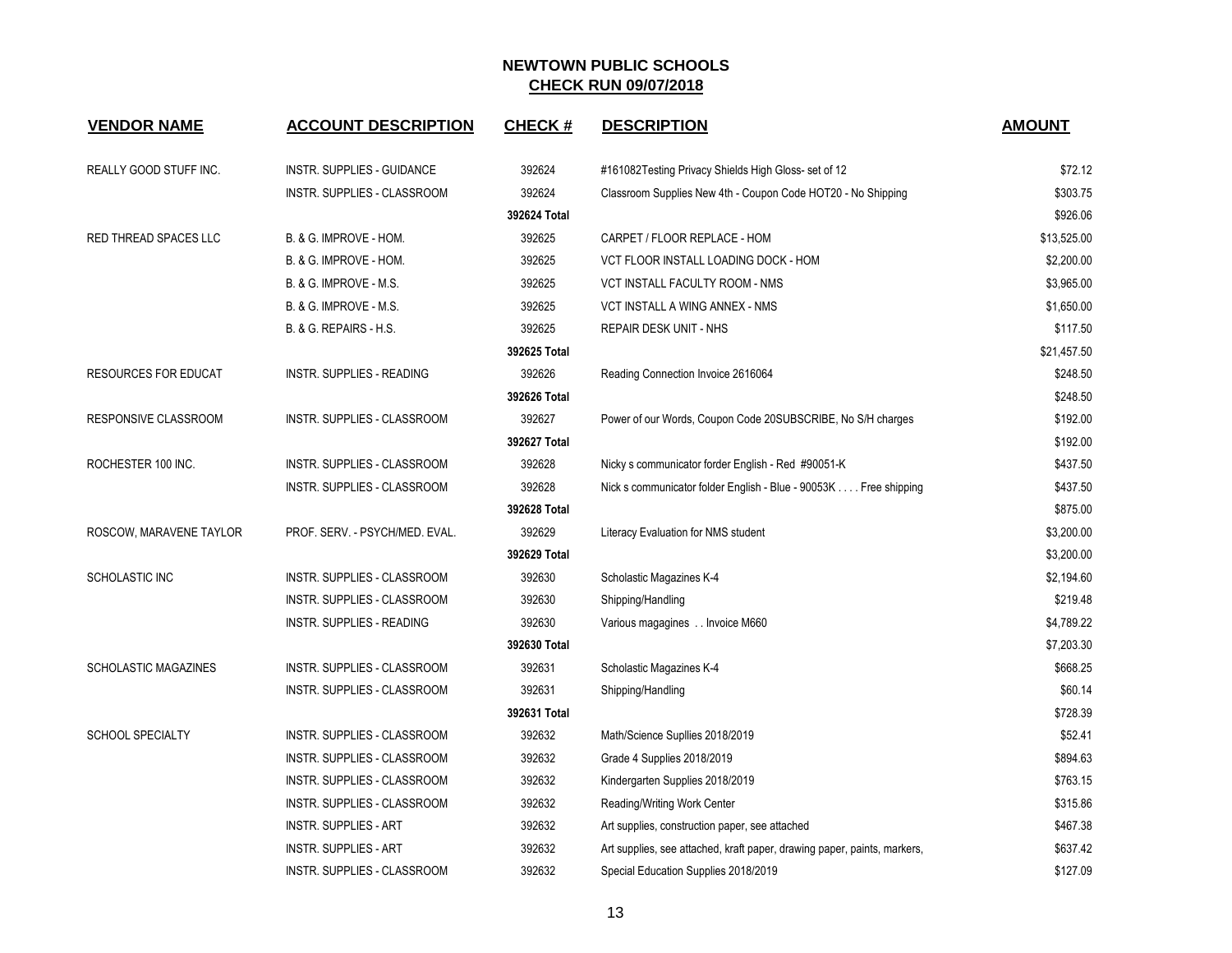# NEWTOWN PUBLIC SCHOOLS

## CHECK RUN 09/07/2018

| VENDOR NAME | ACCOUNT DESCRIPTION | CHECK # | DESCRIPTION | AMOUNT |
|---|---|---|---|---|
| REALLY GOOD STUFF INC. | INSTR. SUPPLIES - GUIDANCE | 392624 | #161082Testing Privacy Shields High Gloss- set of 12 | $72.12 |
| | INSTR. SUPPLIES - CLASSROOM | 392624 | Classroom Supplies New 4th - Coupon Code HOT20 - No Shipping | $303.75 |
| | | **392624 Total** | | $926.06 |
| RED THREAD SPACES LLC | B. & G. IMPROVE - HOM. | 392625 | CARPET / FLOOR REPLACE - HOM | $13,525.00 |
| | B. & G. IMPROVE - HOM. | 392625 | VCT FLOOR INSTALL LOADING DOCK - HOM | $2,200.00 |
| | B. & G. IMPROVE - M.S. | 392625 | VCT INSTALL FACULTY ROOM - NMS | $3,965.00 |
| | B. & G. IMPROVE - M.S. | 392625 | VCT INSTALL A WING ANNEX - NMS | $1,650.00 |
| | B. & G. REPAIRS - H.S. | 392625 | REPAIR DESK UNIT - NHS | $117.50 |
| | | **392625 Total** | | $21,457.50 |
| RESOURCES FOR EDUCAT | INSTR. SUPPLIES - READING | 392626 | Reading Connection Invoice 2616064 | $248.50 |
| | | **392626 Total** | | $248.50 |
| RESPONSIVE CLASSROOM | INSTR. SUPPLIES - CLASSROOM | 392627 | Power of our Words, Coupon Code 20SUBSCRIBE, No S/H charges | $192.00 |
| | | **392627 Total** | | $192.00 |
| ROCHESTER 100 INC. | INSTR. SUPPLIES - CLASSROOM | 392628 | Nicky s communicator forder English - Red #90051-K | $437.50 |
| | INSTR. SUPPLIES - CLASSROOM | 392628 | Nick s communicator folder English - Blue - 90053K . . . . Free shipping | $437.50 |
| | | **392628 Total** | | $875.00 |
| ROSCOW, MARAVENE TAYLOR | PROF. SERV. - PSYCH/MED. EVAL. | 392629 | Literacy Evaluation for NMS student | $3,200.00 |
| | | **392629 Total** | | $3,200.00 |
| SCHOLASTIC INC | INSTR. SUPPLIES - CLASSROOM | 392630 | Scholastic Magazines K-4 | $2,194.60 |
| | INSTR. SUPPLIES - CLASSROOM | 392630 | Shipping/Handling | $219.48 |
| | INSTR. SUPPLIES - READING | 392630 | Various magagines . . Invoice M660 | $4,789.22 |
| | | **392630 Total** | | $7,203.30 |
| SCHOLASTIC MAGAZINES | INSTR. SUPPLIES - CLASSROOM | 392631 | Scholastic Magazines K-4 | $668.25 |
| | INSTR. SUPPLIES - CLASSROOM | 392631 | Shipping/Handling | $60.14 |
| | | **392631 Total** | | $728.39 |
| SCHOOL SPECIALTY | INSTR. SUPPLIES - CLASSROOM | 392632 | Math/Science Supllies 2018/2019 | $52.41 |
| | INSTR. SUPPLIES - CLASSROOM | 392632 | Grade 4 Supplies 2018/2019 | $894.63 |
| | INSTR. SUPPLIES - CLASSROOM | 392632 | Kindergarten Supplies 2018/2019 | $763.15 |
| | INSTR. SUPPLIES - CLASSROOM | 392632 | Reading/Writing Work Center | $315.86 |
| | INSTR. SUPPLIES - ART | 392632 | Art supplies, construction paper, see attached | $467.38 |
| | INSTR. SUPPLIES - ART | 392632 | Art supplies, see attached, kraft paper, drawing paper, paints, markers, | $637.42 |
| | INSTR. SUPPLIES - CLASSROOM | 392632 | Special Education Supplies 2018/2019 | $127.09 |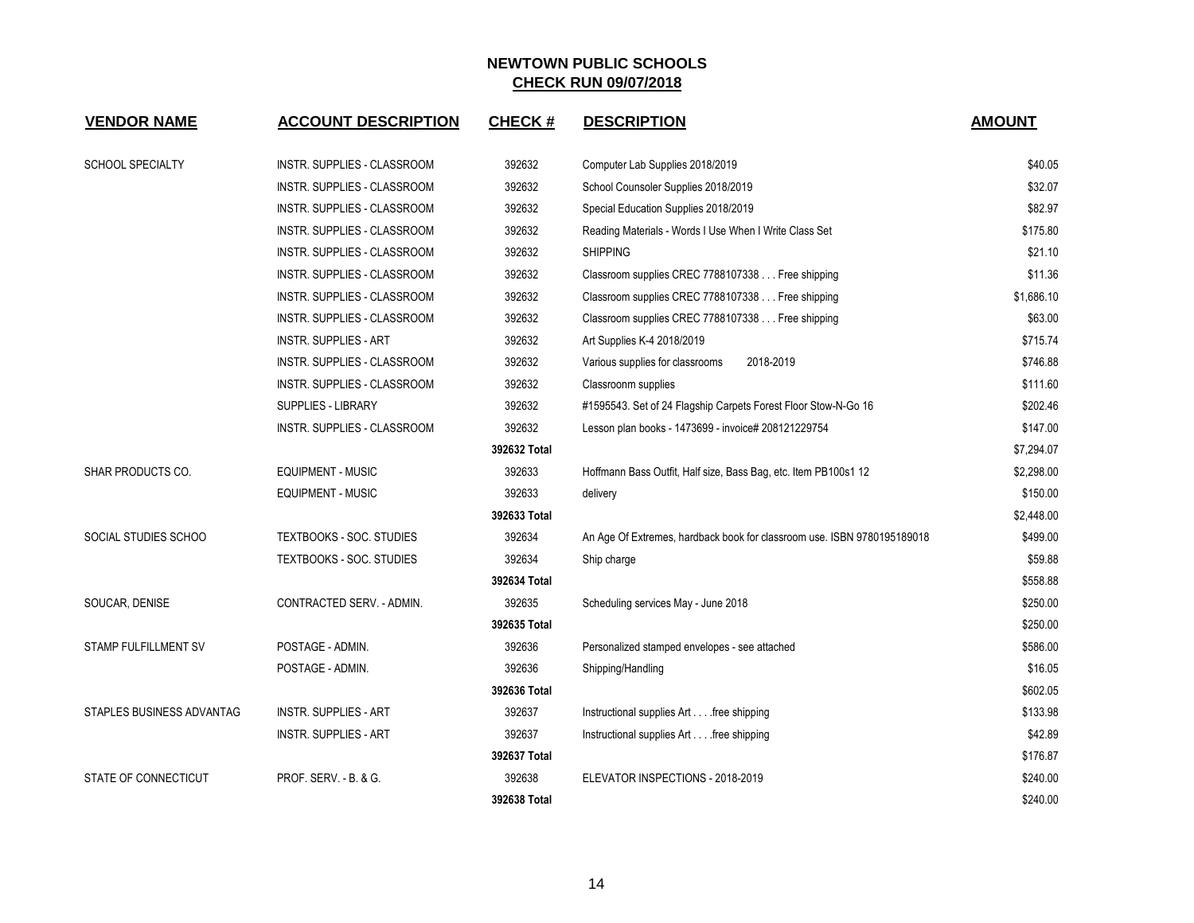## NEWTOWN PUBLIC SCHOOLS
## CHECK RUN 09/07/2018

| VENDOR NAME | ACCOUNT DESCRIPTION | CHECK # | DESCRIPTION | AMOUNT |
|---|---|---|---|---|
| SCHOOL SPECIALTY | INSTR. SUPPLIES - CLASSROOM | 392632 | Computer Lab Supplies 2018/2019 | $40.05 |
| | INSTR. SUPPLIES - CLASSROOM | 392632 | School Counsoler Supplies 2018/2019 | $32.07 |
| | INSTR. SUPPLIES - CLASSROOM | 392632 | Special Education Supplies 2018/2019 | $82.97 |
| | INSTR. SUPPLIES - CLASSROOM | 392632 | Reading Materials - Words I Use When I Write Class Set | $175.80 |
| | INSTR. SUPPLIES - CLASSROOM | 392632 | SHIPPING | $21.10 |
| | INSTR. SUPPLIES - CLASSROOM | 392632 | Classroom supplies CREC 7788107338 . . . Free shipping | $11.36 |
| | INSTR. SUPPLIES - CLASSROOM | 392632 | Classroom supplies CREC 7788107338 . . . Free shipping | $1,686.10 |
| | INSTR. SUPPLIES - CLASSROOM | 392632 | Classroom supplies CREC 7788107338 . . . Free shipping | $63.00 |
| | INSTR. SUPPLIES - ART | 392632 | Art Supplies K-4 2018/2019 | $715.74 |
| | INSTR. SUPPLIES - CLASSROOM | 392632 | Various supplies for classrooms 2018-2019 | $746.88 |
| | INSTR. SUPPLIES - CLASSROOM | 392632 | Classroonm supplies | $111.60 |
| | SUPPLIES - LIBRARY | 392632 | #1595543. Set of 24 Flagship Carpets Forest Floor Stow-N-Go 16 | $202.46 |
| | INSTR. SUPPLIES - CLASSROOM | 392632 | Lesson plan books - 1473699 - invoice# 208121229754 | $147.00 |
| | | **392632 Total** | | $7,294.07 |
| SHAR PRODUCTS CO. | EQUIPMENT - MUSIC | 392633 | Hoffmann Bass Outfit, Half size, Bass Bag, etc. Item PB100s1 12 | $2,298.00 |
| | EQUIPMENT - MUSIC | 392633 | delivery | $150.00 |
| | | **392633 Total** | | $2,448.00 |
| SOCIAL STUDIES SCHOO | TEXTBOOKS - SOC. STUDIES | 392634 | An Age Of Extremes, hardback book for classroom use. ISBN 9780195189018 | $499.00 |
| | TEXTBOOKS - SOC. STUDIES | 392634 | Ship charge | $59.88 |
| | | **392634 Total** | | $558.88 |
| SOUCAR, DENISE | CONTRACTED SERV. - ADMIN. | 392635 | Scheduling services May - June 2018 | $250.00 |
| | | **392635 Total** | | $250.00 |
| STAMP FULFILLMENT SV | POSTAGE - ADMIN. | 392636 | Personalized stamped envelopes - see attached | $586.00 |
| | POSTAGE - ADMIN. | 392636 | Shipping/Handling | $16.05 |
| | | **392636 Total** | | $602.05 |
| STAPLES BUSINESS ADVANTAG | INSTR. SUPPLIES - ART | 392637 | Instructional supplies Art . . . .free shipping | $133.98 |
| | INSTR. SUPPLIES - ART | 392637 | Instructional supplies Art . . . .free shipping | $42.89 |
| | | **392637 Total** | | $176.87 |
| STATE OF CONNECTICUT | PROF. SERV. - B. & G. | 392638 | ELEVATOR INSPECTIONS - 2018-2019 | $240.00 |
| | | **392638 Total** | | $240.00 |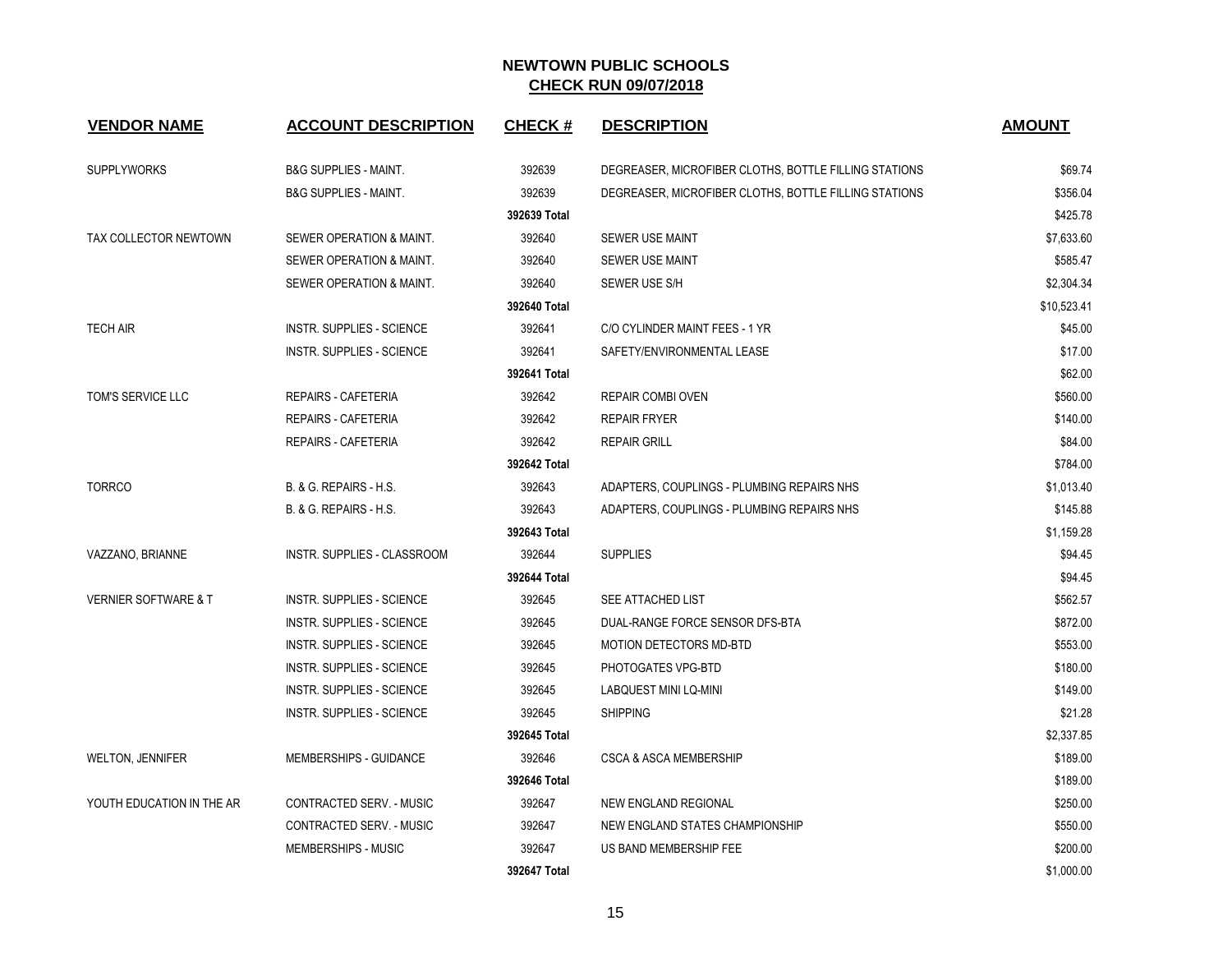# NEWTOWN PUBLIC SCHOOLS

## CHECK RUN 09/07/2018

| VENDOR NAME | ACCOUNT DESCRIPTION | CHECK # | DESCRIPTION | AMOUNT |
|---|---|---|---|---|
| SUPPLYWORKS | B&G SUPPLIES - MAINT. | 392639 | DEGREASER, MICROFIBER CLOTHS, BOTTLE FILLING STATIONS | $69.74 |
| | B&G SUPPLIES - MAINT. | 392639 | DEGREASER, MICROFIBER CLOTHS, BOTTLE FILLING STATIONS | $356.04 |
| | | **392639 Total** | | $425.78 |
| TAX COLLECTOR NEWTOWN | SEWER OPERATION & MAINT. | 392640 | SEWER USE MAINT | $7,633.60 |
| | SEWER OPERATION & MAINT. | 392640 | SEWER USE MAINT | $585.47 |
| | SEWER OPERATION & MAINT. | 392640 | SEWER USE S/H | $2,304.34 |
| | | **392640 Total** | | $10,523.41 |
| TECH AIR | INSTR. SUPPLIES - SCIENCE | 392641 | C/O CYLINDER MAINT FEES - 1 YR | $45.00 |
| | INSTR. SUPPLIES - SCIENCE | 392641 | SAFETY/ENVIRONMENTAL LEASE | $17.00 |
| | | **392641 Total** | | $62.00 |
| TOM'S SERVICE LLC | REPAIRS - CAFETERIA | 392642 | REPAIR COMBI OVEN | $560.00 |
| | REPAIRS - CAFETERIA | 392642 | REPAIR FRYER | $140.00 |
| | REPAIRS - CAFETERIA | 392642 | REPAIR GRILL | $84.00 |
| | | **392642 Total** | | $784.00 |
| TORRCO | B. & G. REPAIRS - H.S. | 392643 | ADAPTERS, COUPLINGS - PLUMBING REPAIRS NHS | $1,013.40 |
| | B. & G. REPAIRS - H.S. | 392643 | ADAPTERS, COUPLINGS - PLUMBING REPAIRS NHS | $145.88 |
| | | **392643 Total** | | $1,159.28 |
| VAZZANO, BRIANNE | INSTR. SUPPLIES - CLASSROOM | 392644 | SUPPLIES | $94.45 |
| | | **392644 Total** | | $94.45 |
| VERNIER SOFTWARE & T | INSTR. SUPPLIES - SCIENCE | 392645 | SEE ATTACHED LIST | $562.57 |
| | INSTR. SUPPLIES - SCIENCE | 392645 | DUAL-RANGE FORCE SENSOR DFS-BTA | $872.00 |
| | INSTR. SUPPLIES - SCIENCE | 392645 | MOTION DETECTORS MD-BTD | $553.00 |
| | INSTR. SUPPLIES - SCIENCE | 392645 | PHOTOGATES VPG-BTD | $180.00 |
| | INSTR. SUPPLIES - SCIENCE | 392645 | LABQUEST MINI LQ-MINI | $149.00 |
| | INSTR. SUPPLIES - SCIENCE | 392645 | SHIPPING | $21.28 |
| | | **392645 Total** | | $2,337.85 |
| WELTON, JENNIFER | MEMBERSHIPS - GUIDANCE | 392646 | CSCA & ASCA MEMBERSHIP | $189.00 |
| | | **392646 Total** | | $189.00 |
| YOUTH EDUCATION IN THE AR | CONTRACTED SERV. - MUSIC | 392647 | NEW ENGLAND REGIONAL | $250.00 |
| | CONTRACTED SERV. - MUSIC | 392647 | NEW ENGLAND STATES CHAMPIONSHIP | $550.00 |
| | MEMBERSHIPS - MUSIC | 392647 | US BAND MEMBERSHIP FEE | $200.00 |
| | | **392647 Total** | | $1,000.00 |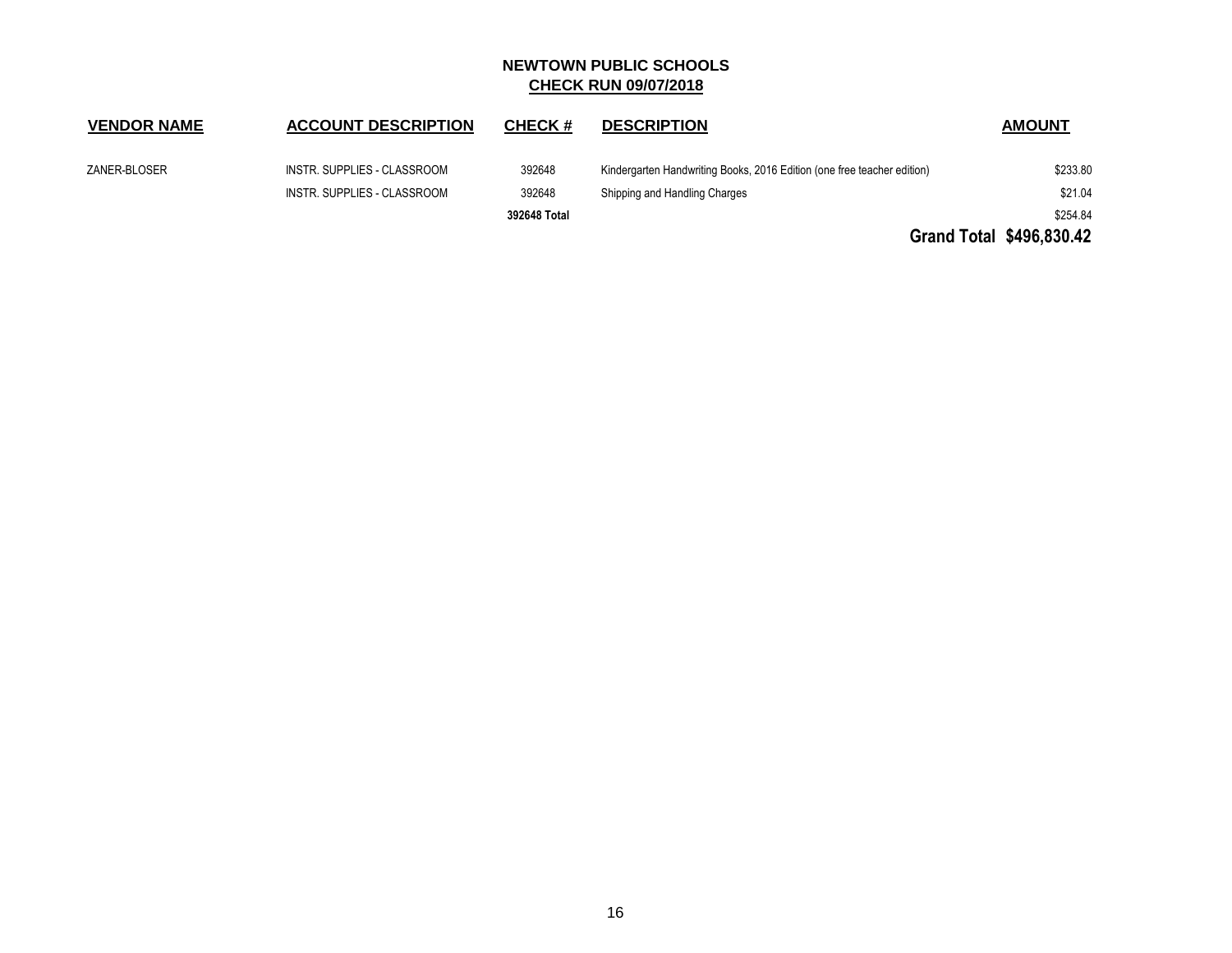**NEWTOWN PUBLIC SCHOOLS**
**CHECK RUN 09/07/2018**

| VENDOR NAME | ACCOUNT DESCRIPTION | CHECK # | DESCRIPTION | AMOUNT |
|---|---|---|---|---|
| ZANER-BLOSER | INSTR. SUPPLIES - CLASSROOM | 392648 | Kindergarten Handwriting Books, 2016 Edition (one free teacher edition) | $233.80 |
| | INSTR. SUPPLIES - CLASSROOM | 392648 | Shipping and Handling Charges | $21.04 |
| | | **392648 Total** | | $254.84 |
| | | | **Grand Total** | **$496,830.42** |